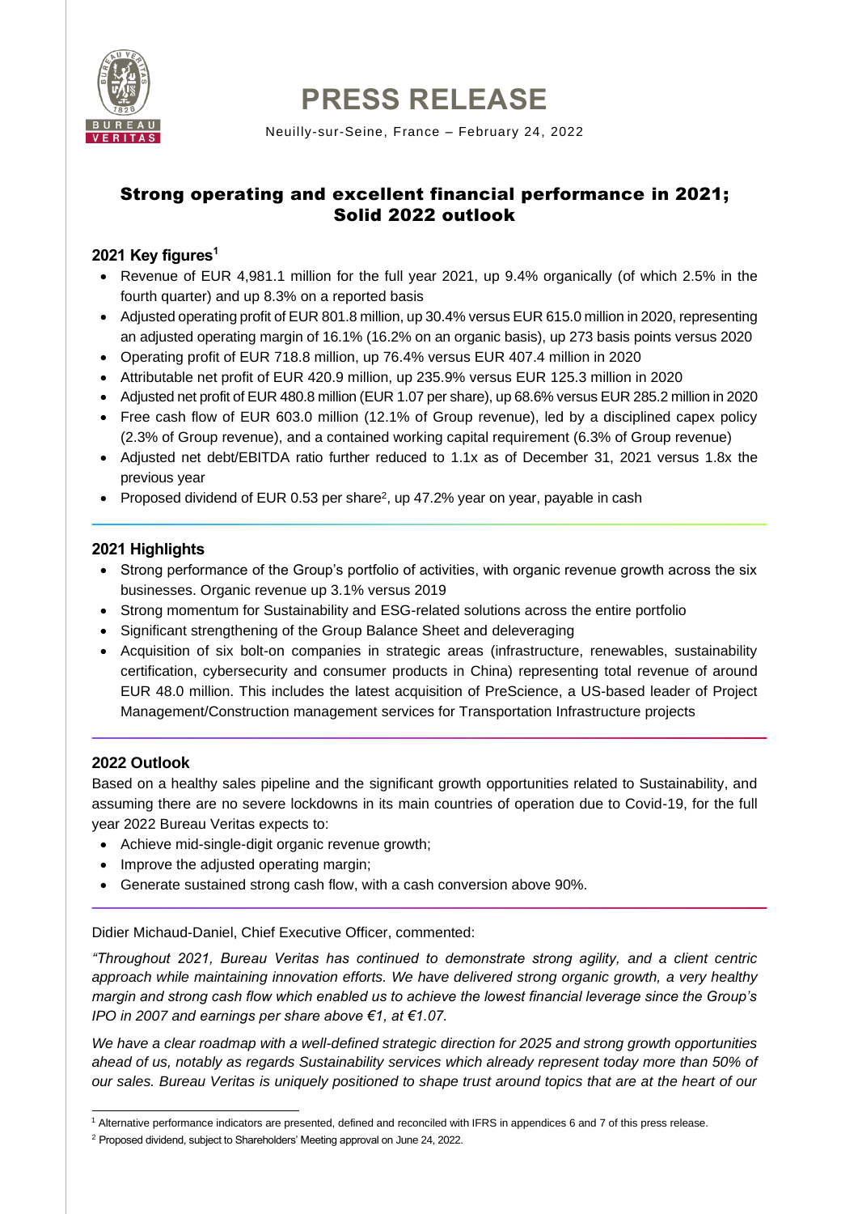# PRESS RELEASE

Neuilly-sur-Seine, France – February 24, 2022

## Strong operating and excellent financial performance in 2021; Solid 2022 outlook

### 2021 Key figures[1]

- Revenue of EUR 4,981.1 million for the full year 2021, up 9.4% organically (of which 2.5% in the fourth quarter) and up 8.3% on a reported basis
- Adjusted operating profit of EUR 801.8 million, up 30.4% versus EUR 615.0 million in 2020, representing an adjusted operating margin of 16.1% (16.2% on an organic basis), up 273 basis points versus 2020
- Operating profit of EUR 718.8 million, up 76.4% versus EUR 407.4 million in 2020
- Attributable net profit of EUR 420.9 million, up 235.9% versus EUR 125.3 million in 2020
- Adjusted net profit of EUR 480.8 million (EUR 1.07 per share), up 68.6% versus EUR 285.2 million in 2020
- Free cash flow of EUR 603.0 million (12.1% of Group revenue), led by a disciplined capex policy (2.3% of Group revenue), and a contained working capital requirement (6.3% of Group revenue)
- Adjusted net debt/EBITDA ratio further reduced to 1.1x as of December 31, 2021 versus 1.8x the previous year
- Proposed dividend of EUR 0.53 per share[2], up 47.2% year on year, payable in cash

### 2021 Highlights

- Strong performance of the Group's portfolio of activities, with organic revenue growth across the six businesses. Organic revenue up 3.1% versus 2019
- Strong momentum for Sustainability and ESG-related solutions across the entire portfolio
- Significant strengthening of the Group Balance Sheet and deleveraging
- Acquisition of six bolt-on companies in strategic areas (infrastructure, renewables, sustainability certification, cybersecurity and consumer products in China) representing total revenue of around EUR 48.0 million. This includes the latest acquisition of PreScience, a US-based leader of Project Management/Construction management services for Transportation Infrastructure projects

### 2022 Outlook

Based on a healthy sales pipeline and the significant growth opportunities related to Sustainability, and assuming there are no severe lockdowns in its main countries of operation due to Covid-19, for the full year 2022 Bureau Veritas expects to:

- Achieve mid-single-digit organic revenue growth;
- Improve the adjusted operating margin;
- Generate sustained strong cash flow, with a cash conversion above 90%.

Didier Michaud-Daniel, Chief Executive Officer, commented:

*"Throughout 2021, Bureau Veritas has continued to demonstrate strong agility, and a client centric approach while maintaining innovation efforts. We have delivered strong organic growth, a very healthy margin and strong cash flow which enabled us to achieve the lowest financial leverage since the Group's IPO in 2007 and earnings per share above €1, at €1.07.*

*We have a clear roadmap with a well-defined strategic direction for 2025 and strong growth opportunities ahead of us, notably as regards Sustainability services which already represent today more than 50% of our sales. Bureau Veritas is uniquely positioned to shape trust around topics that are at the heart of our*

[1] Alternative performance indicators are presented, defined and reconciled with IFRS in appendices 6 and 7 of this press release.

[2] Proposed dividend, subject to Shareholders' Meeting approval on June 24, 2022.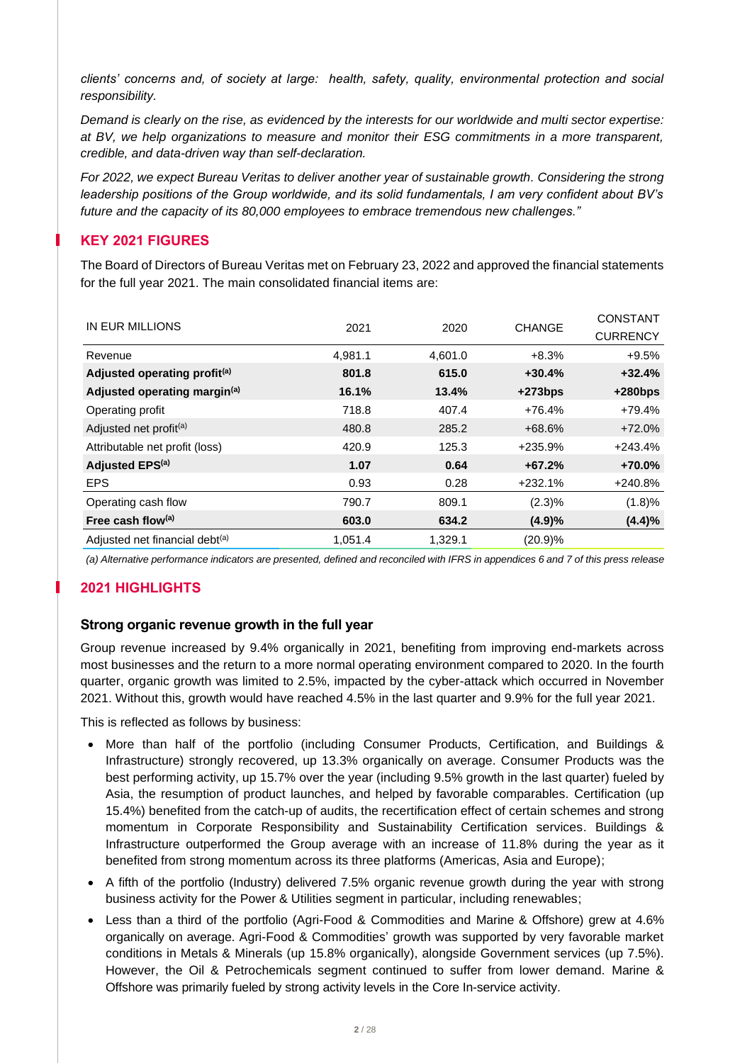*clients' concerns and, of society at large: health, safety, quality, environmental protection and social responsibility.*

*Demand is clearly on the rise, as evidenced by the interests for our worldwide and multi sector expertise: at BV, we help organizations to measure and monitor their ESG commitments in a more transparent, credible, and data-driven way than self-declaration.*

*For 2022, we expect Bureau Veritas to deliver another year of sustainable growth. Considering the strong leadership positions of the Group worldwide, and its solid fundamentals, I am very confident about BV's future and the capacity of its 80,000 employees to embrace tremendous new challenges."*

## KEY 2021 FIGURES

The Board of Directors of Bureau Veritas met on February 23, 2022 and approved the financial statements for the full year 2021. The main consolidated financial items are:

| IN EUR MILLIONS | 2021 | 2020 | CHANGE | CONSTANT CURRENCY |
|---|---|---|---|---|
| Revenue | 4,981.1 | 4,601.0 | +8.3% | +9.5% |
| **Adjusted operating profit[a]** | **801.8** | **615.0** | **+30.4%** | **+32.4%** |
| **Adjusted operating margin[a]** | **16.1%** | **13.4%** | **+273bps** | **+280bps** |
| Operating profit | 718.8 | 407.4 | +76.4% | +79.4% |
| Adjusted net profit[a] | 480.8 | 285.2 | +68.6% | +72.0% |
| Attributable net profit (loss) | 420.9 | 125.3 | +235.9% | +243.4% |
| **Adjusted EPS[a]** | **1.07** | **0.64** | **+67.2%** | **+70.0%** |
| EPS | 0.93 | 0.28 | +232.1% | +240.8% |
| Operating cash flow | 790.7 | 809.1 | (2.3)% | (1.8)% |
| **Free cash flow[a]** | **603.0** | **634.2** | **(4.9)%** | **(4.4)%** |
| Adjusted net financial debt[a] | 1,051.4 | 1,329.1 | (20.9)% | |

*(a) Alternative performance indicators are presented, defined and reconciled with IFRS in appendices 6 and 7 of this press release*

## 2021 HIGHLIGHTS

### Strong organic revenue growth in the full year

Group revenue increased by 9.4% organically in 2021, benefiting from improving end-markets across most businesses and the return to a more normal operating environment compared to 2020. In the fourth quarter, organic growth was limited to 2.5%, impacted by the cyber-attack which occurred in November 2021. Without this, growth would have reached 4.5% in the last quarter and 9.9% for the full year 2021.

This is reflected as follows by business:

- More than half of the portfolio (including Consumer Products, Certification, and Buildings & Infrastructure) strongly recovered, up 13.3% organically on average. Consumer Products was the best performing activity, up 15.7% over the year (including 9.5% growth in the last quarter) fueled by Asia, the resumption of product launches, and helped by favorable comparables. Certification (up 15.4%) benefited from the catch-up of audits, the recertification effect of certain schemes and strong momentum in Corporate Responsibility and Sustainability Certification services. Buildings & Infrastructure outperformed the Group average with an increase of 11.8% during the year as it benefited from strong momentum across its three platforms (Americas, Asia and Europe);
- A fifth of the portfolio (Industry) delivered 7.5% organic revenue growth during the year with strong business activity for the Power & Utilities segment in particular, including renewables;
- Less than a third of the portfolio (Agri-Food & Commodities and Marine & Offshore) grew at 4.6% organically on average. Agri-Food & Commodities' growth was supported by very favorable market conditions in Metals & Minerals (up 15.8% organically), alongside Government services (up 7.5%). However, the Oil & Petrochemicals segment continued to suffer from lower demand. Marine & Offshore was primarily fueled by strong activity levels in the Core In-service activity.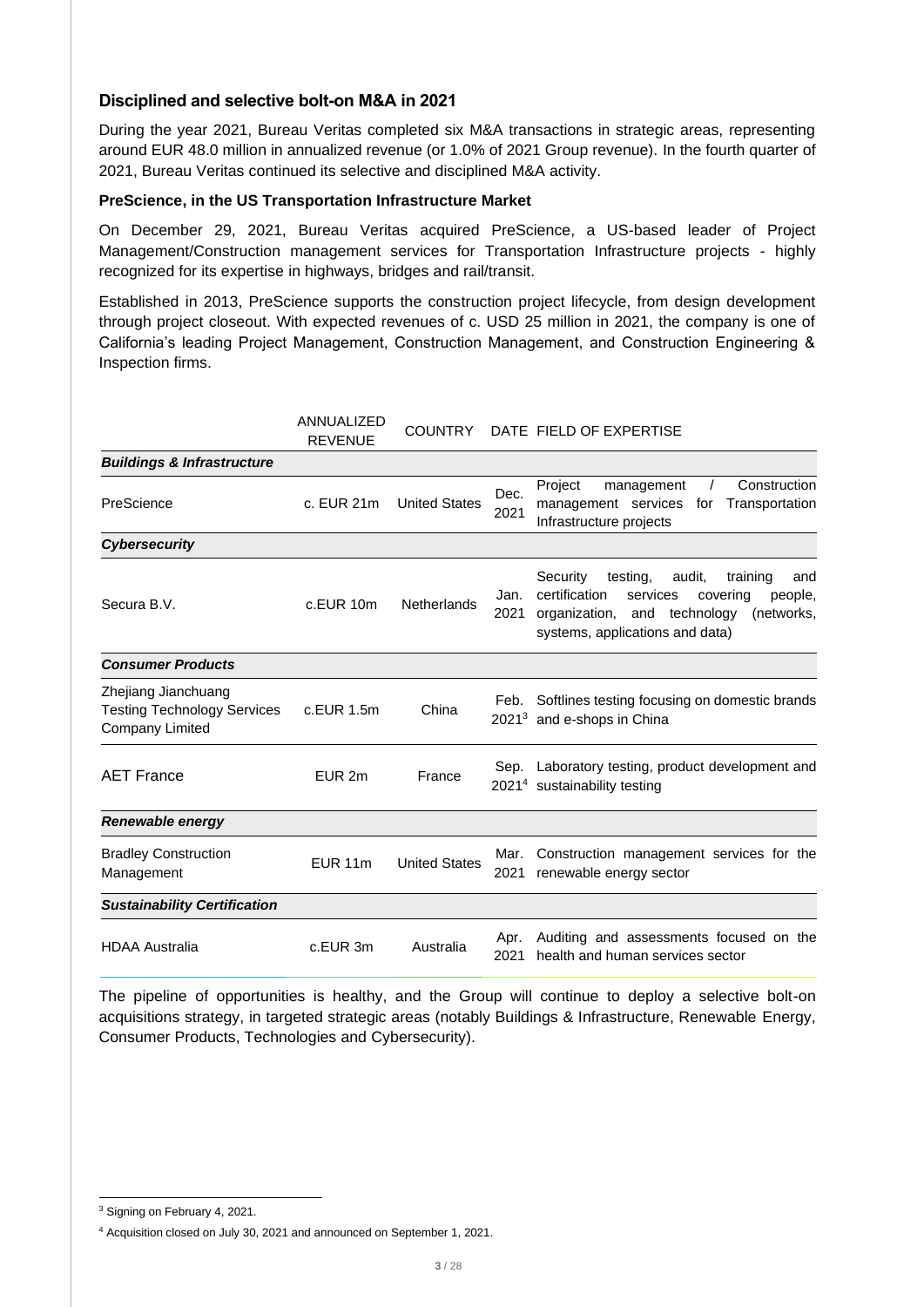## Disciplined and selective bolt-on M&A in 2021

During the year 2021, Bureau Veritas completed six M&A transactions in strategic areas, representing around EUR 48.0 million in annualized revenue (or 1.0% of 2021 Group revenue). In the fourth quarter of 2021, Bureau Veritas continued its selective and disciplined M&A activity.

**PreScience, in the US Transportation Infrastructure Market**

On December 29, 2021, Bureau Veritas acquired PreScience, a US-based leader of Project Management/Construction management services for Transportation Infrastructure projects - highly recognized for its expertise in highways, bridges and rail/transit.

Established in 2013, PreScience supports the construction project lifecycle, from design development through project closeout. With expected revenues of c. USD 25 million in 2021, the company is one of California's leading Project Management, Construction Management, and Construction Engineering & Inspection firms.

| | ANNUALIZED REVENUE | COUNTRY | DATE | FIELD OF EXPERTISE |
|---|---|---|---|---|
| ***Buildings & Infrastructure*** | | | | |
| PreScience | c. EUR 21m | United States | Dec. 2021 | Project management / Construction management services for Transportation Infrastructure projects |
| ***Cybersecurity*** | | | | |
| Secura B.V. | c.EUR 10m | Netherlands | Jan. 2021 | Security testing, audit, training and certification services covering people, organization, and technology (networks, systems, applications and data) |
| ***Consumer Products*** | | | | |
| Zhejiang Jianchuang Testing Technology Services Company Limited | c.EUR 1.5m | China | Feb. 2021[3] | Softlines testing focusing on domestic brands and e-shops in China |
| AET France | EUR 2m | France | Sep. 2021[4] | Laboratory testing, product development and sustainability testing |
| ***Renewable energy*** | | | | |
| Bradley Construction Management | EUR 11m | United States | Mar. 2021 | Construction management services for the renewable energy sector |
| ***Sustainability Certification*** | | | | |
| HDAA Australia | c.EUR 3m | Australia | Apr. 2021 | Auditing and assessments focused on the health and human services sector |

The pipeline of opportunities is healthy, and the Group will continue to deploy a selective bolt-on acquisitions strategy, in targeted strategic areas (notably Buildings & Infrastructure, Renewable Energy, Consumer Products, Technologies and Cybersecurity).

[3] Signing on February 4, 2021.

[4] Acquisition closed on July 30, 2021 and announced on September 1, 2021.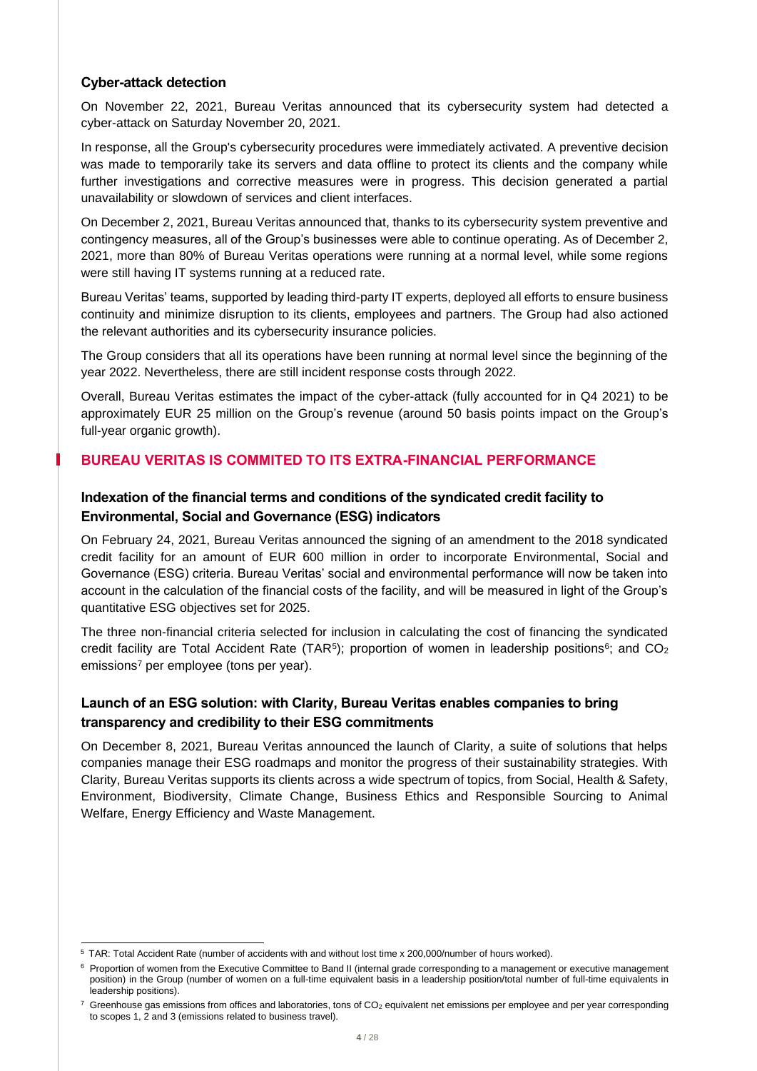### Cyber-attack detection

On November 22, 2021, Bureau Veritas announced that its cybersecurity system had detected a cyber-attack on Saturday November 20, 2021.

In response, all the Group's cybersecurity procedures were immediately activated. A preventive decision was made to temporarily take its servers and data offline to protect its clients and the company while further investigations and corrective measures were in progress. This decision generated a partial unavailability or slowdown of services and client interfaces.

On December 2, 2021, Bureau Veritas announced that, thanks to its cybersecurity system preventive and contingency measures, all of the Group's businesses were able to continue operating. As of December 2, 2021, more than 80% of Bureau Veritas operations were running at a normal level, while some regions were still having IT systems running at a reduced rate.

Bureau Veritas' teams, supported by leading third-party IT experts, deployed all efforts to ensure business continuity and minimize disruption to its clients, employees and partners. The Group had also actioned the relevant authorities and its cybersecurity insurance policies.

The Group considers that all its operations have been running at normal level since the beginning of the year 2022. Nevertheless, there are still incident response costs through 2022.

Overall, Bureau Veritas estimates the impact of the cyber-attack (fully accounted for in Q4 2021) to be approximately EUR 25 million on the Group's revenue (around 50 basis points impact on the Group's full-year organic growth).

## BUREAU VERITAS IS COMMITED TO ITS EXTRA-FINANCIAL PERFORMANCE

### Indexation of the financial terms and conditions of the syndicated credit facility to Environmental, Social and Governance (ESG) indicators

On February 24, 2021, Bureau Veritas announced the signing of an amendment to the 2018 syndicated credit facility for an amount of EUR 600 million in order to incorporate Environmental, Social and Governance (ESG) criteria. Bureau Veritas' social and environmental performance will now be taken into account in the calculation of the financial costs of the facility, and will be measured in light of the Group's quantitative ESG objectives set for 2025.

The three non-financial criteria selected for inclusion in calculating the cost of financing the syndicated credit facility are Total Accident Rate (TAR[5]); proportion of women in leadership positions[6]; and $CO_2$ emissions[7] per employee (tons per year).

### Launch of an ESG solution: with Clarity, Bureau Veritas enables companies to bring transparency and credibility to their ESG commitments

On December 8, 2021, Bureau Veritas announced the launch of Clarity, a suite of solutions that helps companies manage their ESG roadmaps and monitor the progress of their sustainability strategies. With Clarity, Bureau Veritas supports its clients across a wide spectrum of topics, from Social, Health & Safety, Environment, Biodiversity, Climate Change, Business Ethics and Responsible Sourcing to Animal Welfare, Energy Efficiency and Waste Management.

---

[5] TAR: Total Accident Rate (number of accidents with and without lost time x 200,000/number of hours worked).

[6] Proportion of women from the Executive Committee to Band II (internal grade corresponding to a management or executive management position) in the Group (number of women on a full-time equivalent basis in a leadership position/total number of full-time equivalents in leadership positions).

[7] Greenhouse gas emissions from offices and laboratories, tons of $CO_2$ equivalent net emissions per employee and per year corresponding to scopes 1, 2 and 3 (emissions related to business travel).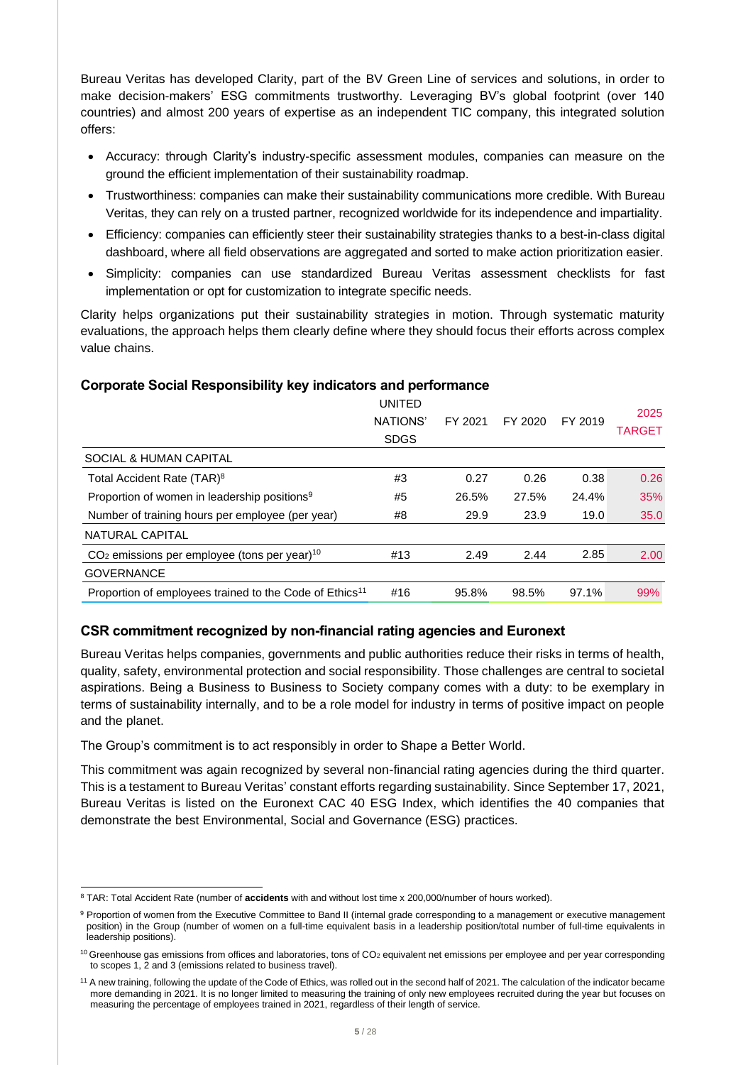Bureau Veritas has developed Clarity, part of the BV Green Line of services and solutions, in order to make decision-makers' ESG commitments trustworthy. Leveraging BV's global footprint (over 140 countries) and almost 200 years of expertise as an independent TIC company, this integrated solution offers:

- Accuracy: through Clarity's industry-specific assessment modules, companies can measure on the ground the efficient implementation of their sustainability roadmap.
- Trustworthiness: companies can make their sustainability communications more credible. With Bureau Veritas, they can rely on a trusted partner, recognized worldwide for its independence and impartiality.
- Efficiency: companies can efficiently steer their sustainability strategies thanks to a best-in-class digital dashboard, where all field observations are aggregated and sorted to make action prioritization easier.
- Simplicity: companies can use standardized Bureau Veritas assessment checklists for fast implementation or opt for customization to integrate specific needs.

Clarity helps organizations put their sustainability strategies in motion. Through systematic maturity evaluations, the approach helps them clearly define where they should focus their efforts across complex value chains.

### Corporate Social Responsibility key indicators and performance

| | UNITED NATIONS' SDGS | FY 2021 | FY 2020 | FY 2019 | 2025 TARGET |
|---|---|---|---|---|---|
| SOCIAL & HUMAN CAPITAL | | | | | |
| Total Accident Rate (TAR)[8] | #3 | 0.27 | 0.26 | 0.38 | 0.26 |
| Proportion of women in leadership positions[9] | #5 | 26.5% | 27.5% | 24.4% | 35% |
| Number of training hours per employee (per year) | #8 | 29.9 | 23.9 | 19.0 | 35.0 |
| NATURAL CAPITAL | | | | | |
| $CO_2$ emissions per employee (tons per year)[10] | #13 | 2.49 | 2.44 | 2.85 | 2.00 |
| GOVERNANCE | | | | | |
| Proportion of employees trained to the Code of Ethics[11] | #16 | 95.8% | 98.5% | 97.1% | 99% |

### CSR commitment recognized by non-financial rating agencies and Euronext

Bureau Veritas helps companies, governments and public authorities reduce their risks in terms of health, quality, safety, environmental protection and social responsibility. Those challenges are central to societal aspirations. Being a Business to Business to Society company comes with a duty: to be exemplary in terms of sustainability internally, and to be a role model for industry in terms of positive impact on people and the planet.

The Group's commitment is to act responsibly in order to Shape a Better World.

This commitment was again recognized by several non-financial rating agencies during the third quarter. This is a testament to Bureau Veritas' constant efforts regarding sustainability. Since September 17, 2021, Bureau Veritas is listed on the Euronext CAC 40 ESG Index, which identifies the 40 companies that demonstrate the best Environmental, Social and Governance (ESG) practices.

---

[8] TAR: Total Accident Rate (number of **accidents** with and without lost time x 200,000/number of hours worked).

[9] Proportion of women from the Executive Committee to Band II (internal grade corresponding to a management or executive management position) in the Group (number of women on a full-time equivalent basis in a leadership position/total number of full-time equivalents in leadership positions).

[10] Greenhouse gas emissions from offices and laboratories, tons of $CO_2$ equivalent net emissions per employee and per year corresponding to scopes 1, 2 and 3 (emissions related to business travel).

[11] A new training, following the update of the Code of Ethics, was rolled out in the second half of 2021. The calculation of the indicator became more demanding in 2021. It is no longer limited to measuring the training of only new employees recruited during the year but focuses on measuring the percentage of employees trained in 2021, regardless of their length of service.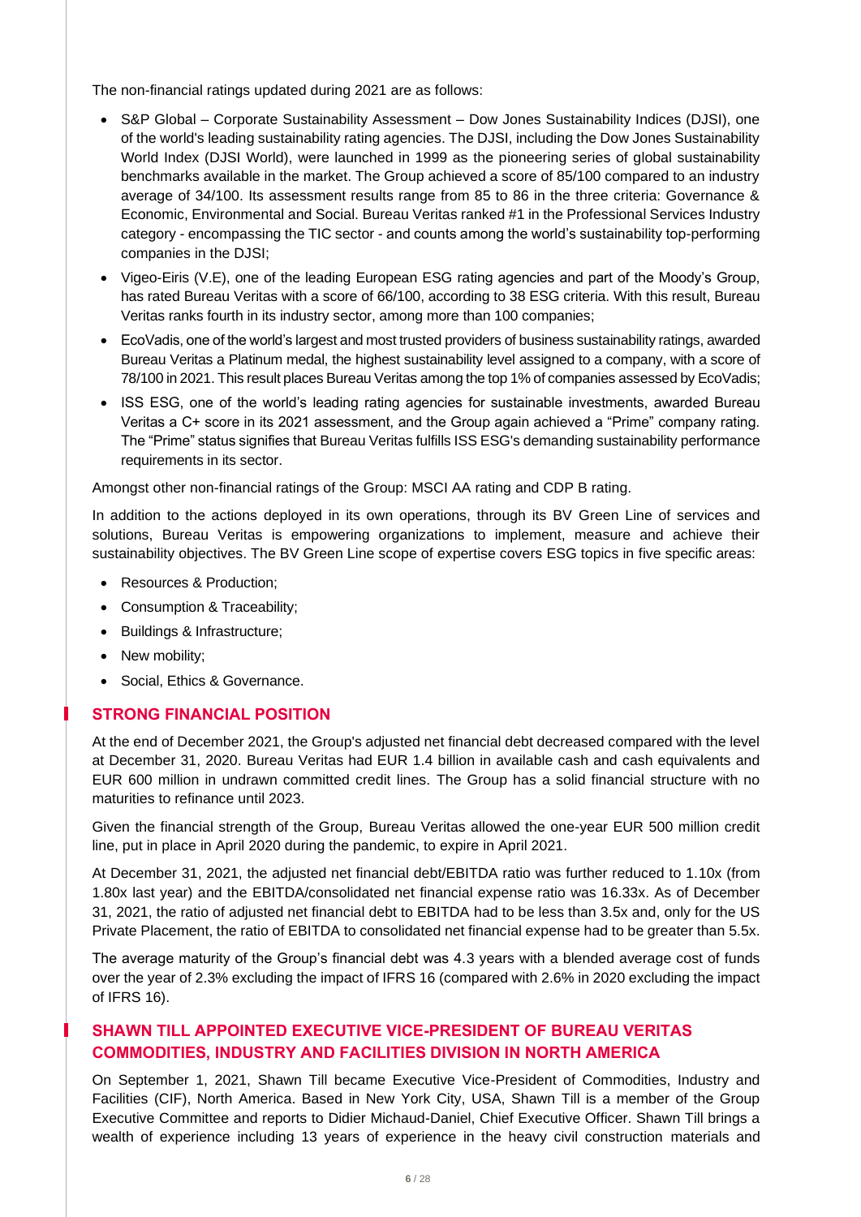The non-financial ratings updated during 2021 are as follows:

- S&P Global – Corporate Sustainability Assessment – Dow Jones Sustainability Indices (DJSI), one of the world's leading sustainability rating agencies. The DJSI, including the Dow Jones Sustainability World Index (DJSI World), were launched in 1999 as the pioneering series of global sustainability benchmarks available in the market. The Group achieved a score of 85/100 compared to an industry average of 34/100. Its assessment results range from 85 to 86 in the three criteria: Governance & Economic, Environmental and Social. Bureau Veritas ranked #1 in the Professional Services Industry category - encompassing the TIC sector - and counts among the world's sustainability top-performing companies in the DJSI;
- Vigeo-Eiris (V.E), one of the leading European ESG rating agencies and part of the Moody's Group, has rated Bureau Veritas with a score of 66/100, according to 38 ESG criteria. With this result, Bureau Veritas ranks fourth in its industry sector, among more than 100 companies;
- EcoVadis, one of the world's largest and most trusted providers of business sustainability ratings, awarded Bureau Veritas a Platinum medal, the highest sustainability level assigned to a company, with a score of 78/100 in 2021. This result places Bureau Veritas among the top 1% of companies assessed by EcoVadis;
- ISS ESG, one of the world's leading rating agencies for sustainable investments, awarded Bureau Veritas a C+ score in its 2021 assessment, and the Group again achieved a "Prime" company rating. The "Prime" status signifies that Bureau Veritas fulfills ISS ESG's demanding sustainability performance requirements in its sector.

Amongst other non-financial ratings of the Group: MSCI AA rating and CDP B rating.

In addition to the actions deployed in its own operations, through its BV Green Line of services and solutions, Bureau Veritas is empowering organizations to implement, measure and achieve their sustainability objectives. The BV Green Line scope of expertise covers ESG topics in five specific areas:

- Resources & Production;
- Consumption & Traceability;
- Buildings & Infrastructure;
- New mobility;
- Social, Ethics & Governance.

## STRONG FINANCIAL POSITION

At the end of December 2021, the Group's adjusted net financial debt decreased compared with the level at December 31, 2020. Bureau Veritas had EUR 1.4 billion in available cash and cash equivalents and EUR 600 million in undrawn committed credit lines. The Group has a solid financial structure with no maturities to refinance until 2023.

Given the financial strength of the Group, Bureau Veritas allowed the one-year EUR 500 million credit line, put in place in April 2020 during the pandemic, to expire in April 2021.

At December 31, 2021, the adjusted net financial debt/EBITDA ratio was further reduced to 1.10x (from 1.80x last year) and the EBITDA/consolidated net financial expense ratio was 16.33x. As of December 31, 2021, the ratio of adjusted net financial debt to EBITDA had to be less than 3.5x and, only for the US Private Placement, the ratio of EBITDA to consolidated net financial expense had to be greater than 5.5x.

The average maturity of the Group's financial debt was 4.3 years with a blended average cost of funds over the year of 2.3% excluding the impact of IFRS 16 (compared with 2.6% in 2020 excluding the impact of IFRS 16).

## SHAWN TILL APPOINTED EXECUTIVE VICE-PRESIDENT OF BUREAU VERITAS COMMODITIES, INDUSTRY AND FACILITIES DIVISION IN NORTH AMERICA

On September 1, 2021, Shawn Till became Executive Vice-President of Commodities, Industry and Facilities (CIF), North America. Based in New York City, USA, Shawn Till is a member of the Group Executive Committee and reports to Didier Michaud-Daniel, Chief Executive Officer. Shawn Till brings a wealth of experience including 13 years of experience in the heavy civil construction materials and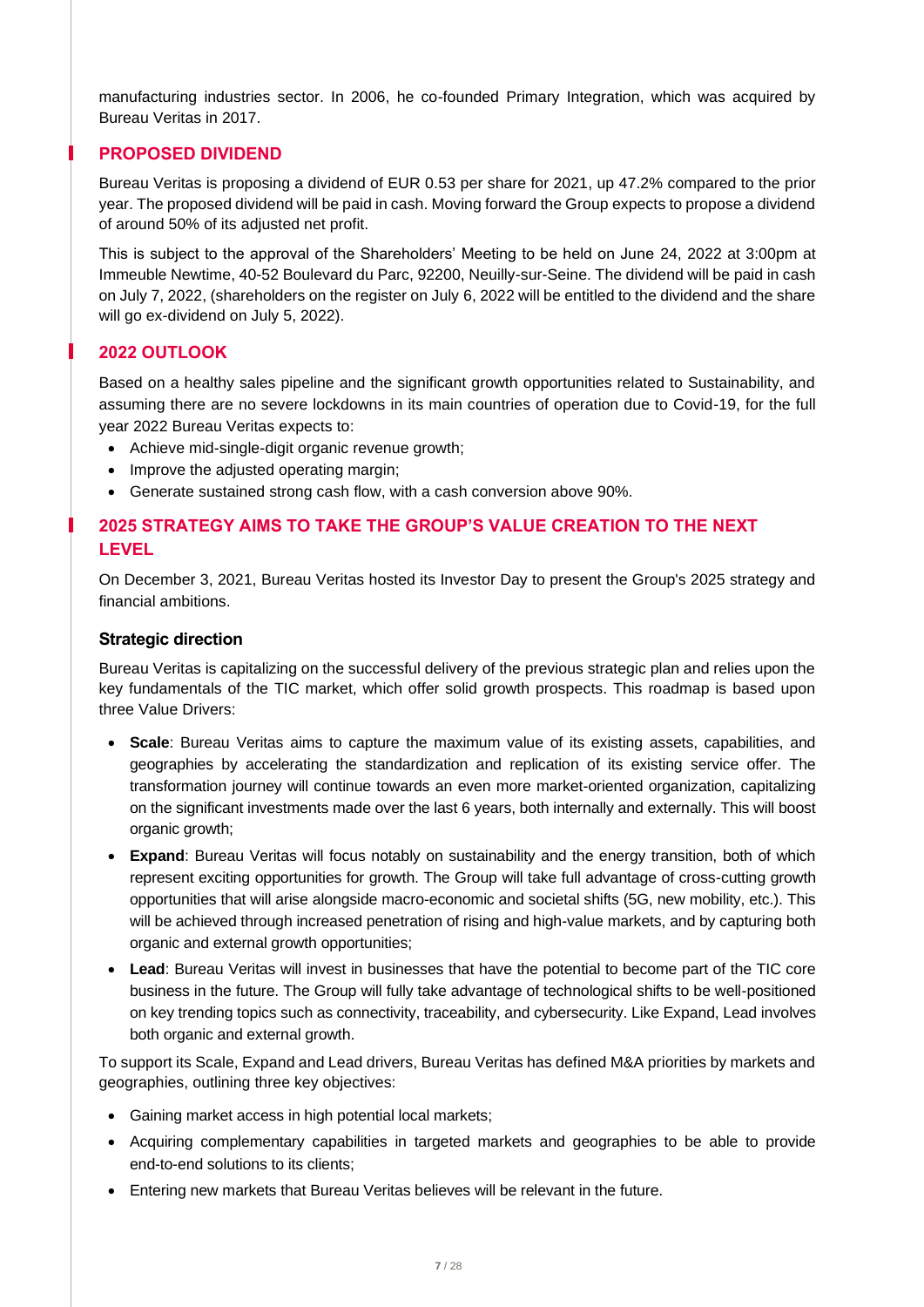manufacturing industries sector. In 2006, he co-founded Primary Integration, which was acquired by Bureau Veritas in 2017.

## PROPOSED DIVIDEND

Bureau Veritas is proposing a dividend of EUR 0.53 per share for 2021, up 47.2% compared to the prior year. The proposed dividend will be paid in cash. Moving forward the Group expects to propose a dividend of around 50% of its adjusted net profit.

This is subject to the approval of the Shareholders' Meeting to be held on June 24, 2022 at 3:00pm at Immeuble Newtime, 40-52 Boulevard du Parc, 92200, Neuilly-sur-Seine. The dividend will be paid in cash on July 7, 2022, (shareholders on the register on July 6, 2022 will be entitled to the dividend and the share will go ex-dividend on July 5, 2022).

## 2022 OUTLOOK

Based on a healthy sales pipeline and the significant growth opportunities related to Sustainability, and assuming there are no severe lockdowns in its main countries of operation due to Covid-19, for the full year 2022 Bureau Veritas expects to:

- Achieve mid-single-digit organic revenue growth;
- Improve the adjusted operating margin;
- Generate sustained strong cash flow, with a cash conversion above 90%.

## 2025 STRATEGY AIMS TO TAKE THE GROUP'S VALUE CREATION TO THE NEXT LEVEL

On December 3, 2021, Bureau Veritas hosted its Investor Day to present the Group's 2025 strategy and financial ambitions.

### Strategic direction

Bureau Veritas is capitalizing on the successful delivery of the previous strategic plan and relies upon the key fundamentals of the TIC market, which offer solid growth prospects. This roadmap is based upon three Value Drivers:

- **Scale**: Bureau Veritas aims to capture the maximum value of its existing assets, capabilities, and geographies by accelerating the standardization and replication of its existing service offer. The transformation journey will continue towards an even more market-oriented organization, capitalizing on the significant investments made over the last 6 years, both internally and externally. This will boost organic growth;
- **Expand**: Bureau Veritas will focus notably on sustainability and the energy transition, both of which represent exciting opportunities for growth. The Group will take full advantage of cross-cutting growth opportunities that will arise alongside macro-economic and societal shifts (5G, new mobility, etc.). This will be achieved through increased penetration of rising and high-value markets, and by capturing both organic and external growth opportunities;
- **Lead**: Bureau Veritas will invest in businesses that have the potential to become part of the TIC core business in the future. The Group will fully take advantage of technological shifts to be well-positioned on key trending topics such as connectivity, traceability, and cybersecurity. Like Expand, Lead involves both organic and external growth.

To support its Scale, Expand and Lead drivers, Bureau Veritas has defined M&A priorities by markets and geographies, outlining three key objectives:

- Gaining market access in high potential local markets;
- Acquiring complementary capabilities in targeted markets and geographies to be able to provide end-to-end solutions to its clients;
- Entering new markets that Bureau Veritas believes will be relevant in the future.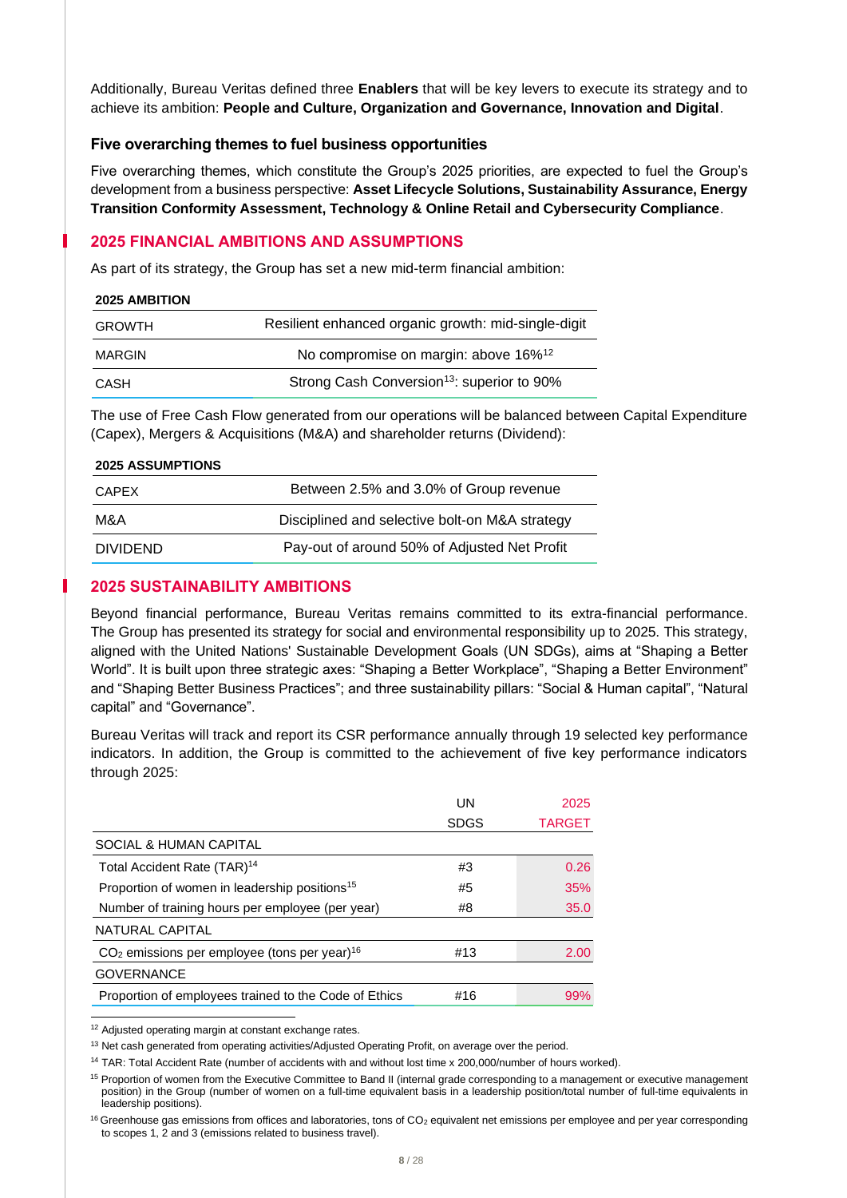Additionally, Bureau Veritas defined three **Enablers** that will be key levers to execute its strategy and to achieve its ambition: **People and Culture, Organization and Governance, Innovation and Digital**.

### Five overarching themes to fuel business opportunities

Five overarching themes, which constitute the Group's 2025 priorities, are expected to fuel the Group's development from a business perspective: **Asset Lifecycle Solutions, Sustainability Assurance, Energy Transition Conformity Assessment, Technology & Online Retail and Cybersecurity Compliance**.

## 2025 FINANCIAL AMBITIONS AND ASSUMPTIONS

As part of its strategy, the Group has set a new mid-term financial ambition:

| 2025 AMBITION | |
|---|---|
| GROWTH | Resilient enhanced organic growth: mid-single-digit |
| MARGIN | No compromise on margin: above 16%[12] |
| CASH | Strong Cash Conversion[13]: superior to 90% |

The use of Free Cash Flow generated from our operations will be balanced between Capital Expenditure (Capex), Mergers & Acquisitions (M&A) and shareholder returns (Dividend):

| 2025 ASSUMPTIONS | |
|---|---|
| CAPEX | Between 2.5% and 3.0% of Group revenue |
| M&A | Disciplined and selective bolt-on M&A strategy |
| DIVIDEND | Pay-out of around 50% of Adjusted Net Profit |

## 2025 SUSTAINABILITY AMBITIONS

Beyond financial performance, Bureau Veritas remains committed to its extra-financial performance. The Group has presented its strategy for social and environmental responsibility up to 2025. This strategy, aligned with the United Nations' Sustainable Development Goals (UN SDGs), aims at "Shaping a Better World". It is built upon three strategic axes: "Shaping a Better Workplace", "Shaping a Better Environment" and "Shaping Better Business Practices"; and three sustainability pillars: "Social & Human capital", "Natural capital" and "Governance".

Bureau Veritas will track and report its CSR performance annually through 19 selected key performance indicators. In addition, the Group is committed to the achievement of five key performance indicators through 2025:

| | UN SDGS | 2025 TARGET |
|---|---|---|
| SOCIAL & HUMAN CAPITAL | | |
| Total Accident Rate (TAR)[14] | #3 | 0.26 |
| Proportion of women in leadership positions[15] | #5 | 35% |
| Number of training hours per employee (per year) | #8 | 35.0 |
| NATURAL CAPITAL | | |
| $CO_2$ emissions per employee (tons per year)[16] | #13 | 2.00 |
| GOVERNANCE | | |
| Proportion of employees trained to the Code of Ethics | #16 | 99% |

[12] Adjusted operating margin at constant exchange rates.

[13] Net cash generated from operating activities/Adjusted Operating Profit, on average over the period.

[14] TAR: Total Accident Rate (number of accidents with and without lost time x 200,000/number of hours worked).

[15] Proportion of women from the Executive Committee to Band II (internal grade corresponding to a management or executive management position) in the Group (number of women on a full-time equivalent basis in a leadership position/total number of full-time equivalents in leadership positions).

[16] Greenhouse gas emissions from offices and laboratories, tons of $CO_2$ equivalent net emissions per employee and per year corresponding to scopes 1, 2 and 3 (emissions related to business travel).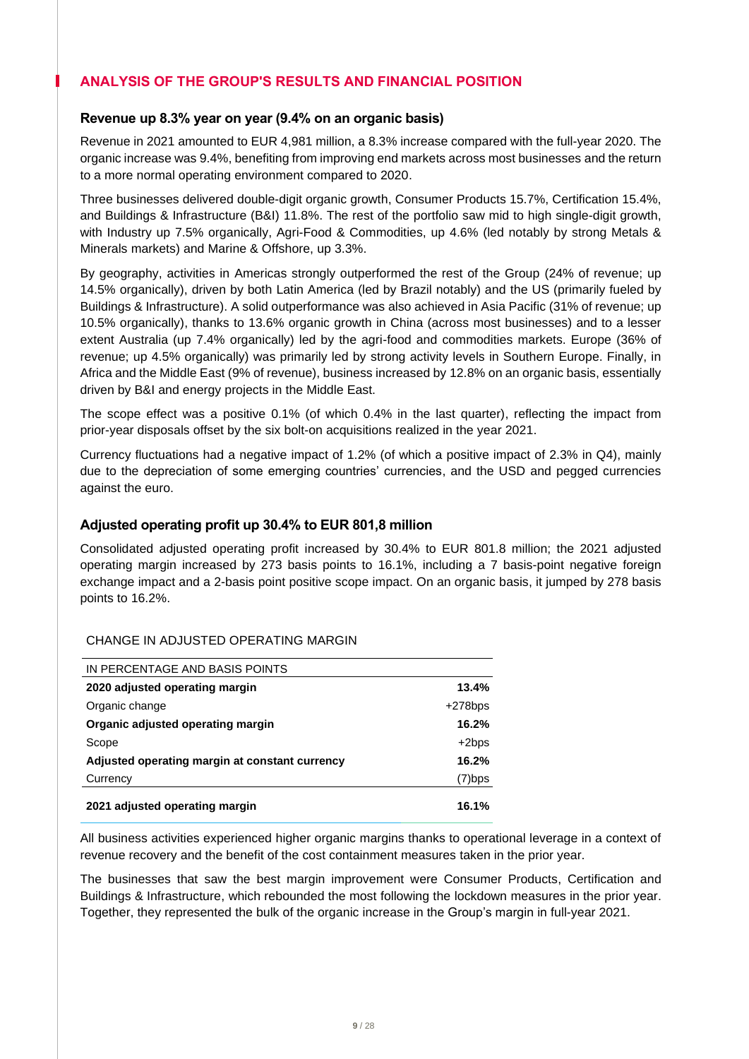## ANALYSIS OF THE GROUP'S RESULTS AND FINANCIAL POSITION

### Revenue up 8.3% year on year (9.4% on an organic basis)

Revenue in 2021 amounted to EUR 4,981 million, a 8.3% increase compared with the full-year 2020. The organic increase was 9.4%, benefiting from improving end markets across most businesses and the return to a more normal operating environment compared to 2020.

Three businesses delivered double-digit organic growth, Consumer Products 15.7%, Certification 15.4%, and Buildings & Infrastructure (B&I) 11.8%. The rest of the portfolio saw mid to high single-digit growth, with Industry up 7.5% organically, Agri-Food & Commodities, up 4.6% (led notably by strong Metals & Minerals markets) and Marine & Offshore, up 3.3%.

By geography, activities in Americas strongly outperformed the rest of the Group (24% of revenue; up 14.5% organically), driven by both Latin America (led by Brazil notably) and the US (primarily fueled by Buildings & Infrastructure). A solid outperformance was also achieved in Asia Pacific (31% of revenue; up 10.5% organically), thanks to 13.6% organic growth in China (across most businesses) and to a lesser extent Australia (up 7.4% organically) led by the agri-food and commodities markets. Europe (36% of revenue; up 4.5% organically) was primarily led by strong activity levels in Southern Europe. Finally, in Africa and the Middle East (9% of revenue), business increased by 12.8% on an organic basis, essentially driven by B&I and energy projects in the Middle East.

The scope effect was a positive 0.1% (of which 0.4% in the last quarter), reflecting the impact from prior-year disposals offset by the six bolt-on acquisitions realized in the year 2021.

Currency fluctuations had a negative impact of 1.2% (of which a positive impact of 2.3% in Q4), mainly due to the depreciation of some emerging countries' currencies, and the USD and pegged currencies against the euro.

### Adjusted operating profit up 30.4% to EUR 801,8 million

Consolidated adjusted operating profit increased by 30.4% to EUR 801.8 million; the 2021 adjusted operating margin increased by 273 basis points to 16.1%, including a 7 basis-point negative foreign exchange impact and a 2-basis point positive scope impact. On an organic basis, it jumped by 278 basis points to 16.2%.

CHANGE IN ADJUSTED OPERATING MARGIN

| IN PERCENTAGE AND BASIS POINTS | |
|---|---|
| **2020 adjusted operating margin** | **13.4%** |
| Organic change | +278bps |
| **Organic adjusted operating margin** | **16.2%** |
| Scope | +2bps |
| **Adjusted operating margin at constant currency** | **16.2%** |
| Currency | (7)bps |
| **2021 adjusted operating margin** | **16.1%** |

All business activities experienced higher organic margins thanks to operational leverage in a context of revenue recovery and the benefit of the cost containment measures taken in the prior year.

The businesses that saw the best margin improvement were Consumer Products, Certification and Buildings & Infrastructure, which rebounded the most following the lockdown measures in the prior year. Together, they represented the bulk of the organic increase in the Group's margin in full-year 2021.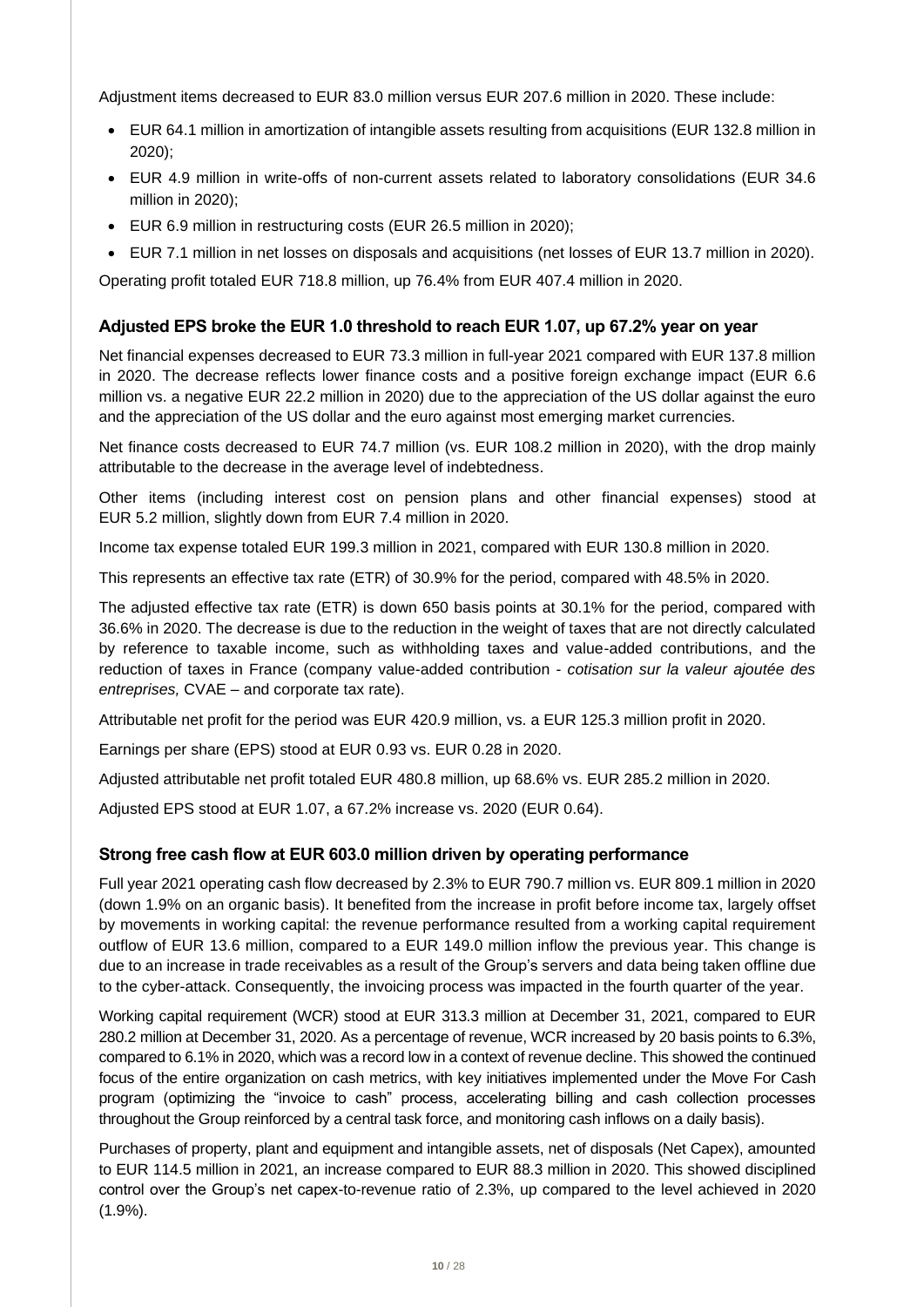Adjustment items decreased to EUR 83.0 million versus EUR 207.6 million in 2020. These include:

- EUR 64.1 million in amortization of intangible assets resulting from acquisitions (EUR 132.8 million in 2020);
- EUR 4.9 million in write-offs of non-current assets related to laboratory consolidations (EUR 34.6 million in 2020);
- EUR 6.9 million in restructuring costs (EUR 26.5 million in 2020);
- EUR 7.1 million in net losses on disposals and acquisitions (net losses of EUR 13.7 million in 2020).

Operating profit totaled EUR 718.8 million, up 76.4% from EUR 407.4 million in 2020.

### Adjusted EPS broke the EUR 1.0 threshold to reach EUR 1.07, up 67.2% year on year

Net financial expenses decreased to EUR 73.3 million in full-year 2021 compared with EUR 137.8 million in 2020. The decrease reflects lower finance costs and a positive foreign exchange impact (EUR 6.6 million vs. a negative EUR 22.2 million in 2020) due to the appreciation of the US dollar against the euro and the appreciation of the US dollar and the euro against most emerging market currencies.

Net finance costs decreased to EUR 74.7 million (vs. EUR 108.2 million in 2020), with the drop mainly attributable to the decrease in the average level of indebtedness.

Other items (including interest cost on pension plans and other financial expenses) stood at EUR 5.2 million, slightly down from EUR 7.4 million in 2020.

Income tax expense totaled EUR 199.3 million in 2021, compared with EUR 130.8 million in 2020.

This represents an effective tax rate (ETR) of 30.9% for the period, compared with 48.5% in 2020.

The adjusted effective tax rate (ETR) is down 650 basis points at 30.1% for the period, compared with 36.6% in 2020. The decrease is due to the reduction in the weight of taxes that are not directly calculated by reference to taxable income, such as withholding taxes and value-added contributions, and the reduction of taxes in France (company value-added contribution - *cotisation sur la valeur ajoutée des entreprises,* CVAE – and corporate tax rate).

Attributable net profit for the period was EUR 420.9 million, vs. a EUR 125.3 million profit in 2020.

Earnings per share (EPS) stood at EUR 0.93 vs. EUR 0.28 in 2020.

Adjusted attributable net profit totaled EUR 480.8 million, up 68.6% vs. EUR 285.2 million in 2020.

Adjusted EPS stood at EUR 1.07, a 67.2% increase vs. 2020 (EUR 0.64).

### Strong free cash flow at EUR 603.0 million driven by operating performance

Full year 2021 operating cash flow decreased by 2.3% to EUR 790.7 million vs. EUR 809.1 million in 2020 (down 1.9% on an organic basis). It benefited from the increase in profit before income tax, largely offset by movements in working capital: the revenue performance resulted from a working capital requirement outflow of EUR 13.6 million, compared to a EUR 149.0 million inflow the previous year. This change is due to an increase in trade receivables as a result of the Group's servers and data being taken offline due to the cyber-attack. Consequently, the invoicing process was impacted in the fourth quarter of the year.

Working capital requirement (WCR) stood at EUR 313.3 million at December 31, 2021, compared to EUR 280.2 million at December 31, 2020. As a percentage of revenue, WCR increased by 20 basis points to 6.3%, compared to 6.1% in 2020, which was a record low in a context of revenue decline. This showed the continued focus of the entire organization on cash metrics, with key initiatives implemented under the Move For Cash program (optimizing the "invoice to cash" process, accelerating billing and cash collection processes throughout the Group reinforced by a central task force, and monitoring cash inflows on a daily basis).

Purchases of property, plant and equipment and intangible assets, net of disposals (Net Capex), amounted to EUR 114.5 million in 2021, an increase compared to EUR 88.3 million in 2020. This showed disciplined control over the Group's net capex-to-revenue ratio of 2.3%, up compared to the level achieved in 2020 (1.9%).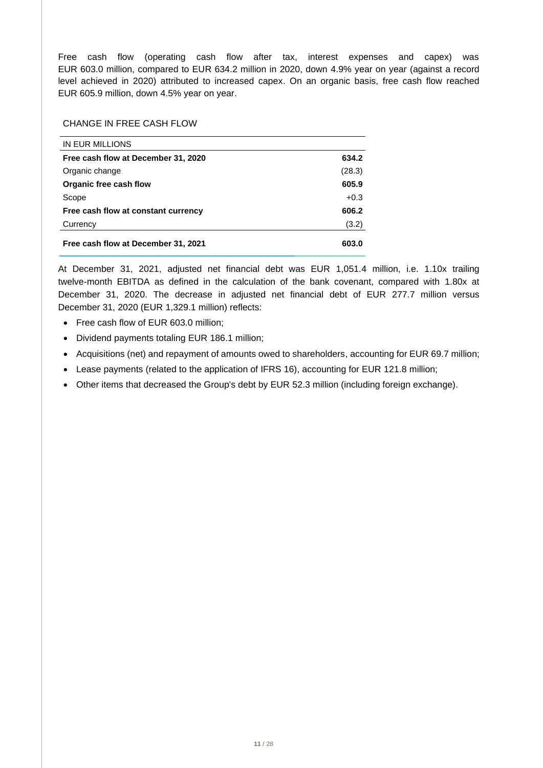Free cash flow (operating cash flow after tax, interest expenses and capex) was EUR 603.0 million, compared to EUR 634.2 million in 2020, down 4.9% year on year (against a record level achieved in 2020) attributed to increased capex. On an organic basis, free cash flow reached EUR 605.9 million, down 4.5% year on year.

CHANGE IN FREE CASH FLOW

| IN EUR MILLIONS | |
|---|---|
| **Free cash flow at December 31, 2020** | **634.2** |
| Organic change | (28.3) |
| **Organic free cash flow** | **605.9** |
| Scope | +0.3 |
| **Free cash flow at constant currency** | **606.2** |
| Currency | (3.2) |
| **Free cash flow at December 31, 2021** | **603.0** |

At December 31, 2021, adjusted net financial debt was EUR 1,051.4 million, i.e. 1.10x trailing twelve-month EBITDA as defined in the calculation of the bank covenant, compared with 1.80x at December 31, 2020. The decrease in adjusted net financial debt of EUR 277.7 million versus December 31, 2020 (EUR 1,329.1 million) reflects:

- Free cash flow of EUR 603.0 million;
- Dividend payments totaling EUR 186.1 million;
- Acquisitions (net) and repayment of amounts owed to shareholders, accounting for EUR 69.7 million;
- Lease payments (related to the application of IFRS 16), accounting for EUR 121.8 million;
- Other items that decreased the Group's debt by EUR 52.3 million (including foreign exchange).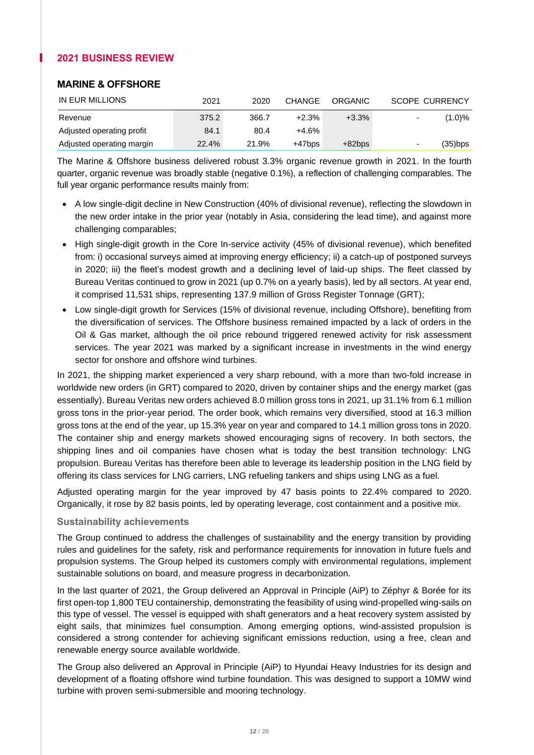## 2021 BUSINESS REVIEW

### MARINE & OFFSHORE

| IN EUR MILLIONS | 2021 | 2020 | CHANGE | ORGANIC | SCOPE | CURRENCY |
|---|---|---|---|---|---|---|
| Revenue | 375.2 | 366.7 | +2.3% | +3.3% | - | (1.0)% |
| Adjusted operating profit | 84.1 | 80.4 | +4.6% | | | |
| Adjusted operating margin | 22.4% | 21.9% | +47bps | +82bps | - | (35)bps |

The Marine & Offshore business delivered robust 3.3% organic revenue growth in 2021. In the fourth quarter, organic revenue was broadly stable (negative 0.1%), a reflection of challenging comparables. The full year organic performance results mainly from:

- A low single-digit decline in New Construction (40% of divisional revenue), reflecting the slowdown in the new order intake in the prior year (notably in Asia, considering the lead time), and against more challenging comparables;
- High single-digit growth in the Core In-service activity (45% of divisional revenue), which benefited from: i) occasional surveys aimed at improving energy efficiency; ii) a catch-up of postponed surveys in 2020; iii) the fleet's modest growth and a declining level of laid-up ships. The fleet classed by Bureau Veritas continued to grow in 2021 (up 0.7% on a yearly basis), led by all sectors. At year end, it comprised 11,531 ships, representing 137.9 million of Gross Register Tonnage (GRT);
- Low single-digit growth for Services (15% of divisional revenue, including Offshore), benefiting from the diversification of services. The Offshore business remained impacted by a lack of orders in the Oil & Gas market, although the oil price rebound triggered renewed activity for risk assessment services. The year 2021 was marked by a significant increase in investments in the wind energy sector for onshore and offshore wind turbines.

In 2021, the shipping market experienced a very sharp rebound, with a more than two-fold increase in worldwide new orders (in GRT) compared to 2020, driven by container ships and the energy market (gas essentially). Bureau Veritas new orders achieved 8.0 million gross tons in 2021, up 31.1% from 6.1 million gross tons in the prior-year period. The order book, which remains very diversified, stood at 16.3 million gross tons at the end of the year, up 15.3% year on year and compared to 14.1 million gross tons in 2020. The container ship and energy markets showed encouraging signs of recovery. In both sectors, the shipping lines and oil companies have chosen what is today the best transition technology: LNG propulsion. Bureau Veritas has therefore been able to leverage its leadership position in the LNG field by offering its class services for LNG carriers, LNG refueling tankers and ships using LNG as a fuel.

Adjusted operating margin for the year improved by 47 basis points to 22.4% compared to 2020. Organically, it rose by 82 basis points, led by operating leverage, cost containment and a positive mix.

#### Sustainability achievements

The Group continued to address the challenges of sustainability and the energy transition by providing rules and guidelines for the safety, risk and performance requirements for innovation in future fuels and propulsion systems. The Group helped its customers comply with environmental regulations, implement sustainable solutions on board, and measure progress in decarbonization.

In the last quarter of 2021, the Group delivered an Approval in Principle (AiP) to Zéphyr & Borée for its first open-top 1,800 TEU containership, demonstrating the feasibility of using wind-propelled wing-sails on this type of vessel. The vessel is equipped with shaft generators and a heat recovery system assisted by eight sails, that minimizes fuel consumption. Among emerging options, wind-assisted propulsion is considered a strong contender for achieving significant emissions reduction, using a free, clean and renewable energy source available worldwide.

The Group also delivered an Approval in Principle (AiP) to Hyundai Heavy Industries for its design and development of a floating offshore wind turbine foundation. This was designed to support a 10MW wind turbine with proven semi-submersible and mooring technology.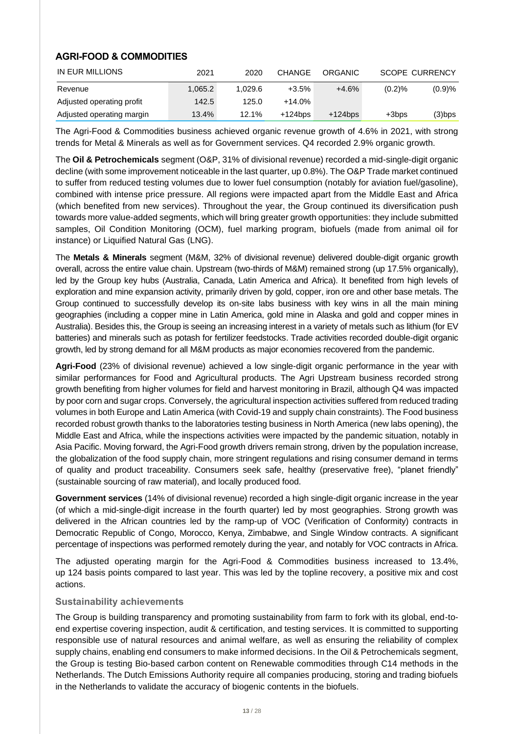## AGRI-FOOD & COMMODITIES

| IN EUR MILLIONS | 2021 | 2020 | CHANGE | ORGANIC | SCOPE | CURRENCY |
|---|---|---|---|---|---|---|
| Revenue | 1,065.2 | 1,029.6 | +3.5% | +4.6% | (0.2)% | (0.9)% |
| Adjusted operating profit | 142.5 | 125.0 | +14.0% | | | |
| Adjusted operating margin | 13.4% | 12.1% | +124bps | +124bps | +3bps | (3)bps |

The Agri-Food & Commodities business achieved organic revenue growth of 4.6% in 2021, with strong trends for Metal & Minerals as well as for Government services. Q4 recorded 2.9% organic growth.

The **Oil & Petrochemicals** segment (O&P, 31% of divisional revenue) recorded a mid-single-digit organic decline (with some improvement noticeable in the last quarter, up 0.8%). The O&P Trade market continued to suffer from reduced testing volumes due to lower fuel consumption (notably for aviation fuel/gasoline), combined with intense price pressure. All regions were impacted apart from the Middle East and Africa (which benefited from new services). Throughout the year, the Group continued its diversification push towards more value-added segments, which will bring greater growth opportunities: they include submitted samples, Oil Condition Monitoring (OCM), fuel marking program, biofuels (made from animal oil for instance) or Liquified Natural Gas (LNG).

The **Metals & Minerals** segment (M&M, 32% of divisional revenue) delivered double-digit organic growth overall, across the entire value chain. Upstream (two-thirds of M&M) remained strong (up 17.5% organically), led by the Group key hubs (Australia, Canada, Latin America and Africa). It benefited from high levels of exploration and mine expansion activity, primarily driven by gold, copper, iron ore and other base metals. The Group continued to successfully develop its on-site labs business with key wins in all the main mining geographies (including a copper mine in Latin America, gold mine in Alaska and gold and copper mines in Australia). Besides this, the Group is seeing an increasing interest in a variety of metals such as lithium (for EV batteries) and minerals such as potash for fertilizer feedstocks. Trade activities recorded double-digit organic growth, led by strong demand for all M&M products as major economies recovered from the pandemic.

**Agri-Food** (23% of divisional revenue) achieved a low single-digit organic performance in the year with similar performances for Food and Agricultural products. The Agri Upstream business recorded strong growth benefiting from higher volumes for field and harvest monitoring in Brazil, although Q4 was impacted by poor corn and sugar crops. Conversely, the agricultural inspection activities suffered from reduced trading volumes in both Europe and Latin America (with Covid-19 and supply chain constraints). The Food business recorded robust growth thanks to the laboratories testing business in North America (new labs opening), the Middle East and Africa, while the inspections activities were impacted by the pandemic situation, notably in Asia Pacific. Moving forward, the Agri-Food growth drivers remain strong, driven by the population increase, the globalization of the food supply chain, more stringent regulations and rising consumer demand in terms of quality and product traceability. Consumers seek safe, healthy (preservative free), "planet friendly" (sustainable sourcing of raw material), and locally produced food.

**Government services** (14% of divisional revenue) recorded a high single-digit organic increase in the year (of which a mid-single-digit increase in the fourth quarter) led by most geographies. Strong growth was delivered in the African countries led by the ramp-up of VOC (Verification of Conformity) contracts in Democratic Republic of Congo, Morocco, Kenya, Zimbabwe, and Single Window contracts. A significant percentage of inspections was performed remotely during the year, and notably for VOC contracts in Africa.

The adjusted operating margin for the Agri-Food & Commodities business increased to 13.4%, up 124 basis points compared to last year. This was led by the topline recovery, a positive mix and cost actions.

### Sustainability achievements

The Group is building transparency and promoting sustainability from farm to fork with its global, end-to-end expertise covering inspection, audit & certification, and testing services. It is committed to supporting responsible use of natural resources and animal welfare, as well as ensuring the reliability of complex supply chains, enabling end consumers to make informed decisions. In the Oil & Petrochemicals segment, the Group is testing Bio-based carbon content on Renewable commodities through C14 methods in the Netherlands. The Dutch Emissions Authority require all companies producing, storing and trading biofuels in the Netherlands to validate the accuracy of biogenic contents in the biofuels.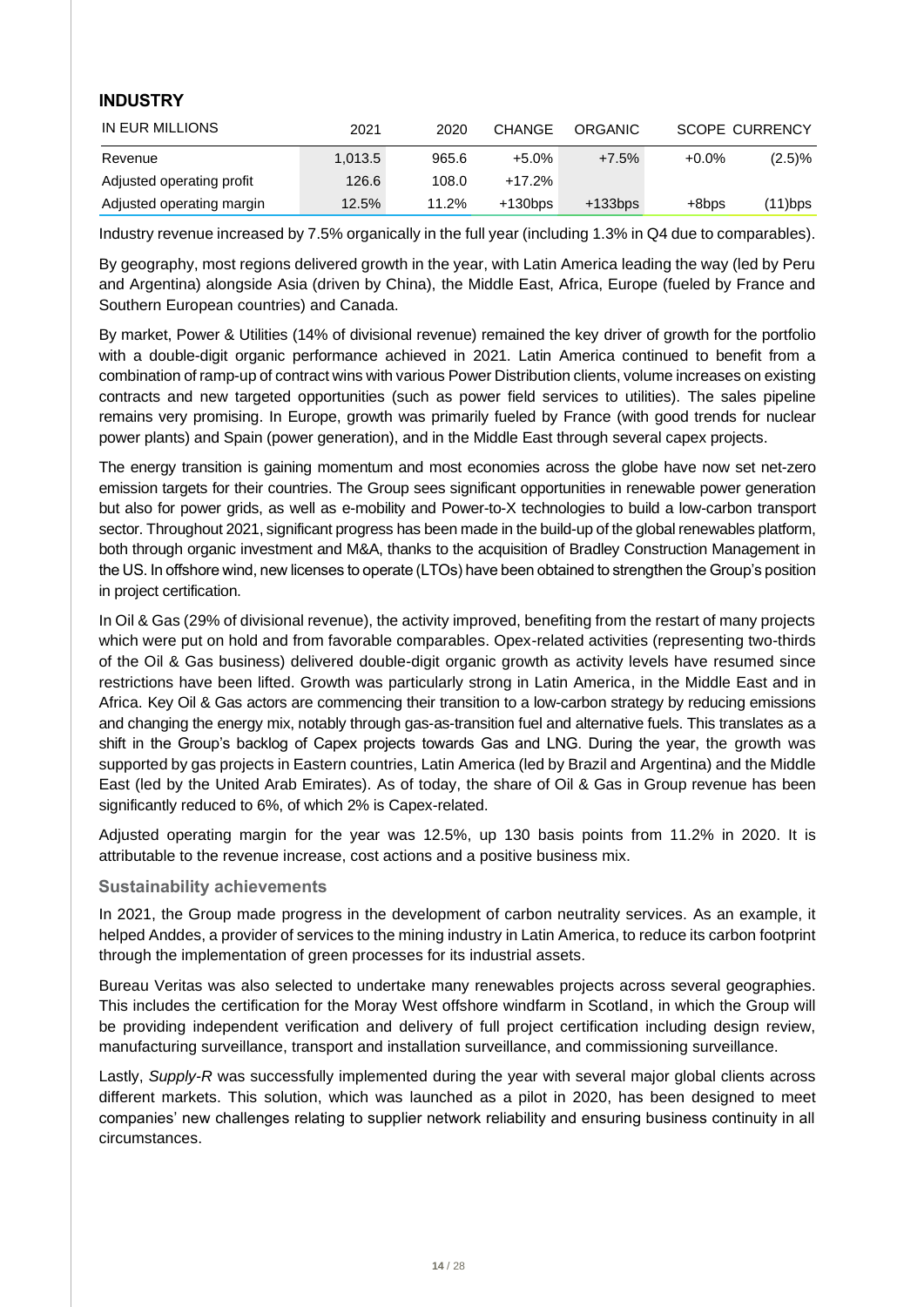## INDUSTRY

| IN EUR MILLIONS | 2021 | 2020 | CHANGE | ORGANIC | SCOPE | CURRENCY |
|---|---|---|---|---|---|---|
| Revenue | 1,013.5 | 965.6 | +5.0% | +7.5% | +0.0% | (2.5)% |
| Adjusted operating profit | 126.6 | 108.0 | +17.2% | | | |
| Adjusted operating margin | 12.5% | 11.2% | +130bps | +133bps | +8bps | (11)bps |

Industry revenue increased by 7.5% organically in the full year (including 1.3% in Q4 due to comparables).

By geography, most regions delivered growth in the year, with Latin America leading the way (led by Peru and Argentina) alongside Asia (driven by China), the Middle East, Africa, Europe (fueled by France and Southern European countries) and Canada.

By market, Power & Utilities (14% of divisional revenue) remained the key driver of growth for the portfolio with a double-digit organic performance achieved in 2021. Latin America continued to benefit from a combination of ramp-up of contract wins with various Power Distribution clients, volume increases on existing contracts and new targeted opportunities (such as power field services to utilities). The sales pipeline remains very promising. In Europe, growth was primarily fueled by France (with good trends for nuclear power plants) and Spain (power generation), and in the Middle East through several capex projects.

The energy transition is gaining momentum and most economies across the globe have now set net-zero emission targets for their countries. The Group sees significant opportunities in renewable power generation but also for power grids, as well as e-mobility and Power-to-X technologies to build a low-carbon transport sector. Throughout 2021, significant progress has been made in the build-up of the global renewables platform, both through organic investment and M&A, thanks to the acquisition of Bradley Construction Management in the US. In offshore wind, new licenses to operate (LTOs) have been obtained to strengthen the Group's position in project certification.

In Oil & Gas (29% of divisional revenue), the activity improved, benefiting from the restart of many projects which were put on hold and from favorable comparables. Opex-related activities (representing two-thirds of the Oil & Gas business) delivered double-digit organic growth as activity levels have resumed since restrictions have been lifted. Growth was particularly strong in Latin America, in the Middle East and in Africa. Key Oil & Gas actors are commencing their transition to a low-carbon strategy by reducing emissions and changing the energy mix, notably through gas-as-transition fuel and alternative fuels. This translates as a shift in the Group's backlog of Capex projects towards Gas and LNG. During the year, the growth was supported by gas projects in Eastern countries, Latin America (led by Brazil and Argentina) and the Middle East (led by the United Arab Emirates). As of today, the share of Oil & Gas in Group revenue has been significantly reduced to 6%, of which 2% is Capex-related.

Adjusted operating margin for the year was 12.5%, up 130 basis points from 11.2% in 2020. It is attributable to the revenue increase, cost actions and a positive business mix.

### Sustainability achievements

In 2021, the Group made progress in the development of carbon neutrality services. As an example, it helped Anddes, a provider of services to the mining industry in Latin America, to reduce its carbon footprint through the implementation of green processes for its industrial assets.

Bureau Veritas was also selected to undertake many renewables projects across several geographies. This includes the certification for the Moray West offshore windfarm in Scotland, in which the Group will be providing independent verification and delivery of full project certification including design review, manufacturing surveillance, transport and installation surveillance, and commissioning surveillance.

Lastly, *Supply-R* was successfully implemented during the year with several major global clients across different markets. This solution, which was launched as a pilot in 2020, has been designed to meet companies' new challenges relating to supplier network reliability and ensuring business continuity in all circumstances.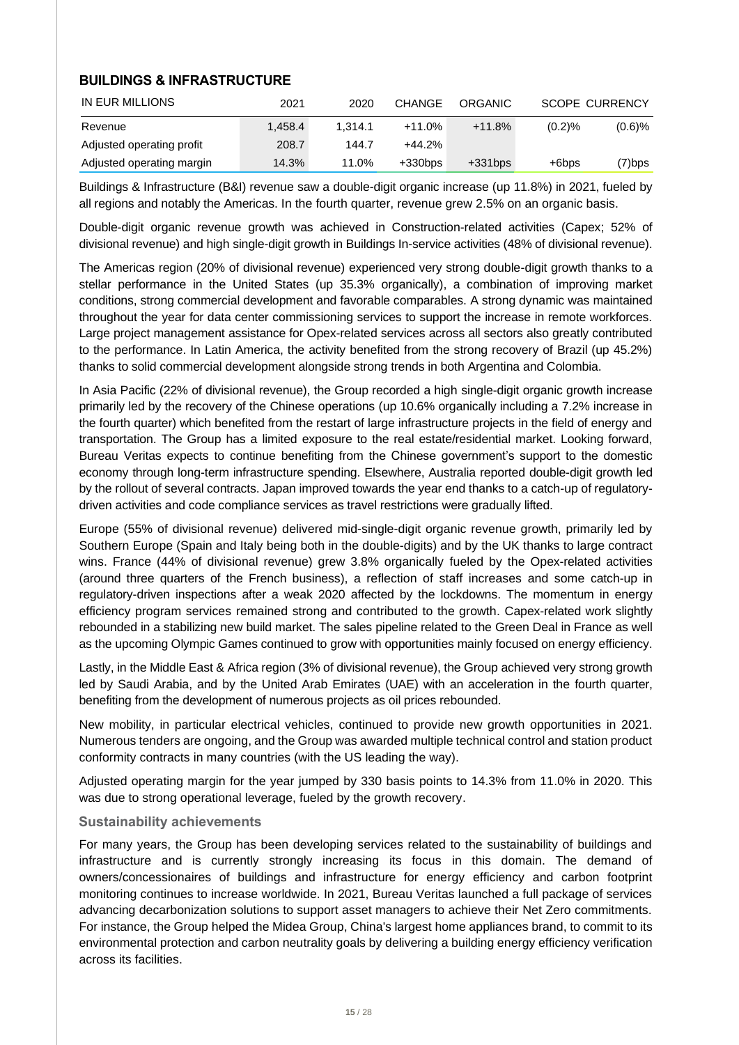## BUILDINGS & INFRASTRUCTURE

| IN EUR MILLIONS | 2021 | 2020 | CHANGE | ORGANIC | SCOPE | CURRENCY |
|---|---|---|---|---|---|---|
| Revenue | 1,458.4 | 1,314.1 | +11.0% | +11.8% | (0.2)% | (0.6)% |
| Adjusted operating profit | 208.7 | 144.7 | +44.2% | | | |
| Adjusted operating margin | 14.3% | 11.0% | +330bps | +331bps | +6bps | (7)bps |

Buildings & Infrastructure (B&I) revenue saw a double-digit organic increase (up 11.8%) in 2021, fueled by all regions and notably the Americas. In the fourth quarter, revenue grew 2.5% on an organic basis.

Double-digit organic revenue growth was achieved in Construction-related activities (Capex; 52% of divisional revenue) and high single-digit growth in Buildings In-service activities (48% of divisional revenue).

The Americas region (20% of divisional revenue) experienced very strong double-digit growth thanks to a stellar performance in the United States (up 35.3% organically), a combination of improving market conditions, strong commercial development and favorable comparables. A strong dynamic was maintained throughout the year for data center commissioning services to support the increase in remote workforces. Large project management assistance for Opex-related services across all sectors also greatly contributed to the performance. In Latin America, the activity benefited from the strong recovery of Brazil (up 45.2%) thanks to solid commercial development alongside strong trends in both Argentina and Colombia.

In Asia Pacific (22% of divisional revenue), the Group recorded a high single-digit organic growth increase primarily led by the recovery of the Chinese operations (up 10.6% organically including a 7.2% increase in the fourth quarter) which benefited from the restart of large infrastructure projects in the field of energy and transportation. The Group has a limited exposure to the real estate/residential market. Looking forward, Bureau Veritas expects to continue benefiting from the Chinese government's support to the domestic economy through long-term infrastructure spending. Elsewhere, Australia reported double-digit growth led by the rollout of several contracts. Japan improved towards the year end thanks to a catch-up of regulatory-driven activities and code compliance services as travel restrictions were gradually lifted.

Europe (55% of divisional revenue) delivered mid-single-digit organic revenue growth, primarily led by Southern Europe (Spain and Italy being both in the double-digits) and by the UK thanks to large contract wins. France (44% of divisional revenue) grew 3.8% organically fueled by the Opex-related activities (around three quarters of the French business), a reflection of staff increases and some catch-up in regulatory-driven inspections after a weak 2020 affected by the lockdowns. The momentum in energy efficiency program services remained strong and contributed to the growth. Capex-related work slightly rebounded in a stabilizing new build market. The sales pipeline related to the Green Deal in France as well as the upcoming Olympic Games continued to grow with opportunities mainly focused on energy efficiency.

Lastly, in the Middle East & Africa region (3% of divisional revenue), the Group achieved very strong growth led by Saudi Arabia, and by the United Arab Emirates (UAE) with an acceleration in the fourth quarter, benefiting from the development of numerous projects as oil prices rebounded.

New mobility, in particular electrical vehicles, continued to provide new growth opportunities in 2021. Numerous tenders are ongoing, and the Group was awarded multiple technical control and station product conformity contracts in many countries (with the US leading the way).

Adjusted operating margin for the year jumped by 330 basis points to 14.3% from 11.0% in 2020. This was due to strong operational leverage, fueled by the growth recovery.

### Sustainability achievements

For many years, the Group has been developing services related to the sustainability of buildings and infrastructure and is currently strongly increasing its focus in this domain. The demand of owners/concessionaires of buildings and infrastructure for energy efficiency and carbon footprint monitoring continues to increase worldwide. In 2021, Bureau Veritas launched a full package of services advancing decarbonization solutions to support asset managers to achieve their Net Zero commitments. For instance, the Group helped the Midea Group, China's largest home appliances brand, to commit to its environmental protection and carbon neutrality goals by delivering a building energy efficiency verification across its facilities.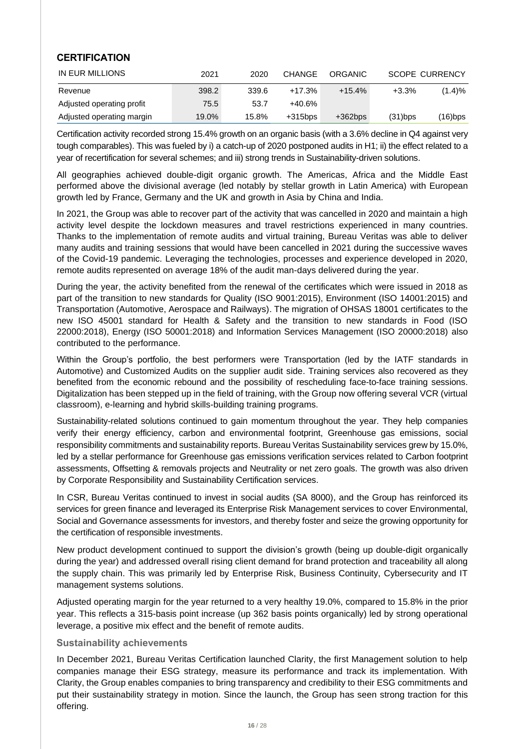## CERTIFICATION

| IN EUR MILLIONS | 2021 | 2020 | CHANGE | ORGANIC | SCOPE | CURRENCY |
|---|---|---|---|---|---|---|
| Revenue | 398.2 | 339.6 | +17.3% | +15.4% | +3.3% | (1.4)% |
| Adjusted operating profit | 75.5 | 53.7 | +40.6% | | | |
| Adjusted operating margin | 19.0% | 15.8% | +315bps | +362bps | (31)bps | (16)bps |

Certification activity recorded strong 15.4% growth on an organic basis (with a 3.6% decline in Q4 against very tough comparables). This was fueled by i) a catch-up of 2020 postponed audits in H1; ii) the effect related to a year of recertification for several schemes; and iii) strong trends in Sustainability-driven solutions.

All geographies achieved double-digit organic growth. The Americas, Africa and the Middle East performed above the divisional average (led notably by stellar growth in Latin America) with European growth led by France, Germany and the UK and growth in Asia by China and India.

In 2021, the Group was able to recover part of the activity that was cancelled in 2020 and maintain a high activity level despite the lockdown measures and travel restrictions experienced in many countries. Thanks to the implementation of remote audits and virtual training, Bureau Veritas was able to deliver many audits and training sessions that would have been cancelled in 2021 during the successive waves of the Covid-19 pandemic. Leveraging the technologies, processes and experience developed in 2020, remote audits represented on average 18% of the audit man-days delivered during the year.

During the year, the activity benefited from the renewal of the certificates which were issued in 2018 as part of the transition to new standards for Quality (ISO 9001:2015), Environment (ISO 14001:2015) and Transportation (Automotive, Aerospace and Railways). The migration of OHSAS 18001 certificates to the new ISO 45001 standard for Health & Safety and the transition to new standards in Food (ISO 22000:2018), Energy (ISO 50001:2018) and Information Services Management (ISO 20000:2018) also contributed to the performance.

Within the Group's portfolio, the best performers were Transportation (led by the IATF standards in Automotive) and Customized Audits on the supplier audit side. Training services also recovered as they benefited from the economic rebound and the possibility of rescheduling face-to-face training sessions. Digitalization has been stepped up in the field of training, with the Group now offering several VCR (virtual classroom), e-learning and hybrid skills-building training programs.

Sustainability-related solutions continued to gain momentum throughout the year. They help companies verify their energy efficiency, carbon and environmental footprint, Greenhouse gas emissions, social responsibility commitments and sustainability reports. Bureau Veritas Sustainability services grew by 15.0%, led by a stellar performance for Greenhouse gas emissions verification services related to Carbon footprint assessments, Offsetting & removals projects and Neutrality or net zero goals. The growth was also driven by Corporate Responsibility and Sustainability Certification services.

In CSR, Bureau Veritas continued to invest in social audits (SA 8000), and the Group has reinforced its services for green finance and leveraged its Enterprise Risk Management services to cover Environmental, Social and Governance assessments for investors, and thereby foster and seize the growing opportunity for the certification of responsible investments.

New product development continued to support the division's growth (being up double-digit organically during the year) and addressed overall rising client demand for brand protection and traceability all along the supply chain. This was primarily led by Enterprise Risk, Business Continuity, Cybersecurity and IT management systems solutions.

Adjusted operating margin for the year returned to a very healthy 19.0%, compared to 15.8% in the prior year. This reflects a 315-basis point increase (up 362 basis points organically) led by strong operational leverage, a positive mix effect and the benefit of remote audits.

### Sustainability achievements

In December 2021, Bureau Veritas Certification launched Clarity, the first Management solution to help companies manage their ESG strategy, measure its performance and track its implementation. With Clarity, the Group enables companies to bring transparency and credibility to their ESG commitments and put their sustainability strategy in motion. Since the launch, the Group has seen strong traction for this offering.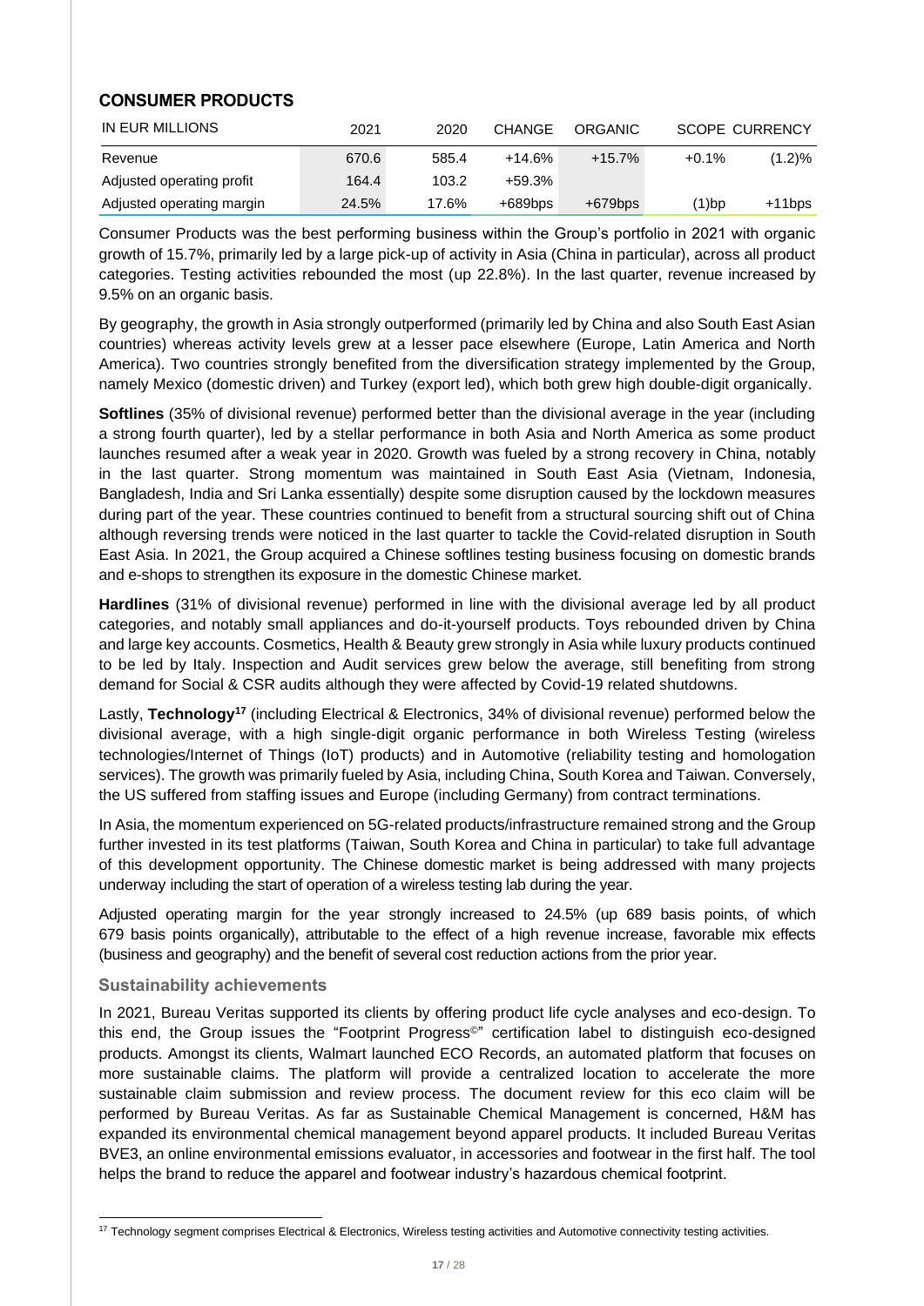## CONSUMER PRODUCTS

| IN EUR MILLIONS | 2021 | 2020 | CHANGE | ORGANIC | SCOPE | CURRENCY |
| --- | --- | --- | --- | --- | --- | --- |
| Revenue | 670.6 | 585.4 | +14.6% | +15.7% | +0.1% | (1.2)% |
| Adjusted operating profit | 164.4 | 103.2 | +59.3% | | | |
| Adjusted operating margin | 24.5% | 17.6% | +689bps | +679bps | (1)bp | +11bps |

Consumer Products was the best performing business within the Group's portfolio in 2021 with organic growth of 15.7%, primarily led by a large pick-up of activity in Asia (China in particular), across all product categories. Testing activities rebounded the most (up 22.8%). In the last quarter, revenue increased by 9.5% on an organic basis.

By geography, the growth in Asia strongly outperformed (primarily led by China and also South East Asian countries) whereas activity levels grew at a lesser pace elsewhere (Europe, Latin America and North America). Two countries strongly benefited from the diversification strategy implemented by the Group, namely Mexico (domestic driven) and Turkey (export led), which both grew high double-digit organically.

**Softlines** (35% of divisional revenue) performed better than the divisional average in the year (including a strong fourth quarter), led by a stellar performance in both Asia and North America as some product launches resumed after a weak year in 2020. Growth was fueled by a strong recovery in China, notably in the last quarter. Strong momentum was maintained in South East Asia (Vietnam, Indonesia, Bangladesh, India and Sri Lanka essentially) despite some disruption caused by the lockdown measures during part of the year. These countries continued to benefit from a structural sourcing shift out of China although reversing trends were noticed in the last quarter to tackle the Covid-related disruption in South East Asia. In 2021, the Group acquired a Chinese softlines testing business focusing on domestic brands and e-shops to strengthen its exposure in the domestic Chinese market.

**Hardlines** (31% of divisional revenue) performed in line with the divisional average led by all product categories, and notably small appliances and do-it-yourself products. Toys rebounded driven by China and large key accounts. Cosmetics, Health & Beauty grew strongly in Asia while luxury products continued to be led by Italy. Inspection and Audit services grew below the average, still benefiting from strong demand for Social & CSR audits although they were affected by Covid-19 related shutdowns.

Lastly, **Technology**[17] (including Electrical & Electronics, 34% of divisional revenue) performed below the divisional average, with a high single-digit organic performance in both Wireless Testing (wireless technologies/Internet of Things (IoT) products) and in Automotive (reliability testing and homologation services). The growth was primarily fueled by Asia, including China, South Korea and Taiwan. Conversely, the US suffered from staffing issues and Europe (including Germany) from contract terminations.

In Asia, the momentum experienced on 5G-related products/infrastructure remained strong and the Group further invested in its test platforms (Taiwan, South Korea and China in particular) to take full advantage of this development opportunity. The Chinese domestic market is being addressed with many projects underway including the start of operation of a wireless testing lab during the year.

Adjusted operating margin for the year strongly increased to 24.5% (up 689 basis points, of which 679 basis points organically), attributable to the effect of a high revenue increase, favorable mix effects (business and geography) and the benefit of several cost reduction actions from the prior year.

### Sustainability achievements

In 2021, Bureau Veritas supported its clients by offering product life cycle analyses and eco-design. To this end, the Group issues the "Footprint Progress©" certification label to distinguish eco-designed products. Amongst its clients, Walmart launched ECO Records, an automated platform that focuses on more sustainable claims. The platform will provide a centralized location to accelerate the more sustainable claim submission and review process. The document review for this eco claim will be performed by Bureau Veritas. As far as Sustainable Chemical Management is concerned, H&M has expanded its environmental chemical management beyond apparel products. It included Bureau Veritas BVE3, an online environmental emissions evaluator, in accessories and footwear in the first half. The tool helps the brand to reduce the apparel and footwear industry's hazardous chemical footprint.

[17] Technology segment comprises Electrical & Electronics, Wireless testing activities and Automotive connectivity testing activities.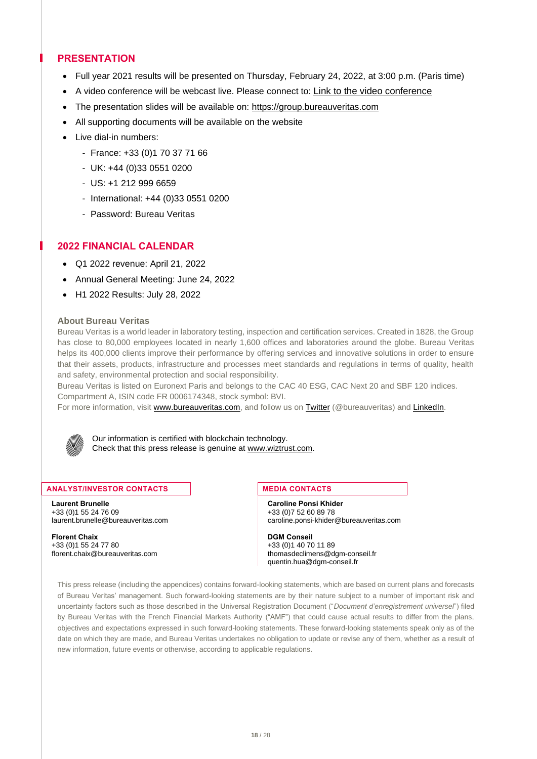## PRESENTATION

- Full year 2021 results will be presented on Thursday, February 24, 2022, at 3:00 p.m. (Paris time)
- A video conference will be webcast live. Please connect to: Link to the video conference
- The presentation slides will be available on: https://group.bureauveritas.com
- All supporting documents will be available on the website
- Live dial-in numbers:
  - France: +33 (0)1 70 37 71 66
  - UK: +44 (0)33 0551 0200
  - US: +1 212 999 6659
  - International: +44 (0)33 0551 0200
  - Password: Bureau Veritas

## 2022 FINANCIAL CALENDAR

- Q1 2022 revenue: April 21, 2022
- Annual General Meeting: June 24, 2022
- H1 2022 Results: July 28, 2022

### About Bureau Veritas

Bureau Veritas is a world leader in laboratory testing, inspection and certification services. Created in 1828, the Group has close to 80,000 employees located in nearly 1,600 offices and laboratories around the globe. Bureau Veritas helps its 400,000 clients improve their performance by offering services and innovative solutions in order to ensure that their assets, products, infrastructure and processes meet standards and regulations in terms of quality, health and safety, environmental protection and social responsibility.

Bureau Veritas is listed on Euronext Paris and belongs to the CAC 40 ESG, CAC Next 20 and SBF 120 indices. Compartment A, ISIN code FR 0006174348, stock symbol: BVI.

For more information, visit www.bureauveritas.com, and follow us on Twitter (@bureauveritas) and LinkedIn.

Our information is certified with blockchain technology.
Check that this press release is genuine at www.wiztrust.com.

**ANALYST/INVESTOR CONTACTS**

**Laurent Brunelle**
+33 (0)1 55 24 76 09
laurent.brunelle@bureauveritas.com

**Florent Chaix**
+33 (0)1 55 24 77 80
florent.chaix@bureauveritas.com

**MEDIA CONTACTS**

**Caroline Ponsi Khider**
+33 (0)7 52 60 89 78
caroline.ponsi-khider@bureauveritas.com

**DGM Conseil**
+33 (0)1 40 70 11 89
thomasdeclimens@dgm-conseil.fr
quentin.hua@dgm-conseil.fr

This press release (including the appendices) contains forward-looking statements, which are based on current plans and forecasts of Bureau Veritas' management. Such forward-looking statements are by their nature subject to a number of important risk and uncertainty factors such as those described in the Universal Registration Document ("*Document d'enregistrement universel*") filed by Bureau Veritas with the French Financial Markets Authority ("AMF") that could cause actual results to differ from the plans, objectives and expectations expressed in such forward-looking statements. These forward-looking statements speak only as of the date on which they are made, and Bureau Veritas undertakes no obligation to update or revise any of them, whether as a result of new information, future events or otherwise, according to applicable regulations.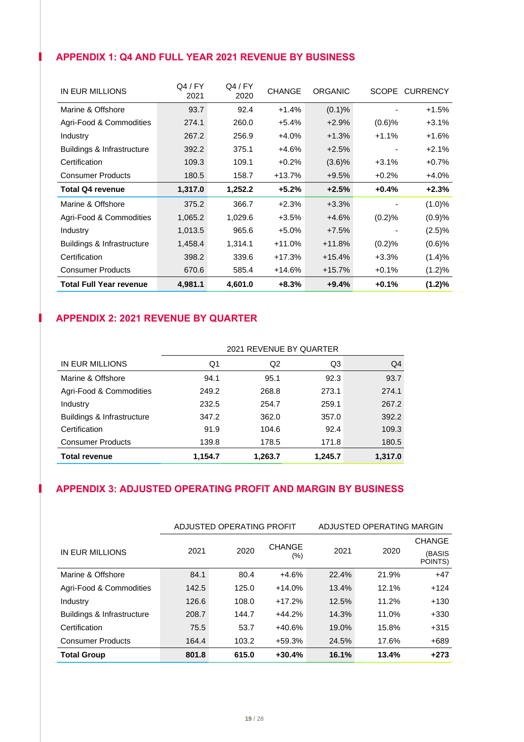## APPENDIX 1: Q4 AND FULL YEAR 2021 REVENUE BY BUSINESS

| IN EUR MILLIONS | Q4 / FY 2021 | Q4 / FY 2020 | CHANGE | ORGANIC | SCOPE | CURRENCY |
|---|---|---|---|---|---|---|
| Marine & Offshore | 93.7 | 92.4 | +1.4% | (0.1)% | - | +1.5% |
| Agri-Food & Commodities | 274.1 | 260.0 | +5.4% | +2.9% | (0.6)% | +3.1% |
| Industry | 267.2 | 256.9 | +4.0% | +1.3% | +1.1% | +1.6% |
| Buildings & Infrastructure | 392.2 | 375.1 | +4.6% | +2.5% | - | +2.1% |
| Certification | 109.3 | 109.1 | +0.2% | (3.6)% | +3.1% | +0.7% |
| Consumer Products | 180.5 | 158.7 | +13.7% | +9.5% | +0.2% | +4.0% |
| **Total Q4 revenue** | **1,317.0** | **1,252.2** | **+5.2%** | **+2.5%** | **+0.4%** | **+2.3%** |
| Marine & Offshore | 375.2 | 366.7 | +2.3% | +3.3% | - | (1.0)% |
| Agri-Food & Commodities | 1,065.2 | 1,029.6 | +3.5% | +4.6% | (0.2)% | (0.9)% |
| Industry | 1,013.5 | 965.6 | +5.0% | +7.5% | - | (2.5)% |
| Buildings & Infrastructure | 1,458.4 | 1,314.1 | +11.0% | +11.8% | (0.2)% | (0.6)% |
| Certification | 398.2 | 339.6 | +17.3% | +15.4% | +3.3% | (1.4)% |
| Consumer Products | 670.6 | 585.4 | +14.6% | +15.7% | +0.1% | (1.2)% |
| **Total Full Year revenue** | **4,981.1** | **4,601.0** | **+8.3%** | **+9.4%** | **+0.1%** | **(1.2)%** |

## APPENDIX 2: 2021 REVENUE BY QUARTER

| | 2021 REVENUE BY QUARTER | | | |
|---|---|---|---|---|
| IN EUR MILLIONS | Q1 | Q2 | Q3 | Q4 |
| Marine & Offshore | 94.1 | 95.1 | 92.3 | 93.7 |
| Agri-Food & Commodities | 249.2 | 268.8 | 273.1 | 274.1 |
| Industry | 232.5 | 254.7 | 259.1 | 267.2 |
| Buildings & Infrastructure | 347.2 | 362.0 | 357.0 | 392.2 |
| Certification | 91.9 | 104.6 | 92.4 | 109.3 |
| Consumer Products | 139.8 | 178.5 | 171.8 | 180.5 |
| **Total revenue** | **1,154.7** | **1,263.7** | **1,245.7** | **1,317.0** |

## APPENDIX 3: ADJUSTED OPERATING PROFIT AND MARGIN BY BUSINESS

| | ADJUSTED OPERATING PROFIT | | | ADJUSTED OPERATING MARGIN | | |
|---|---|---|---|---|---|---|
| IN EUR MILLIONS | 2021 | 2020 | CHANGE (%) | 2021 | 2020 | CHANGE (BASIS POINTS) |
| Marine & Offshore | 84.1 | 80.4 | +4.6% | 22.4% | 21.9% | +47 |
| Agri-Food & Commodities | 142.5 | 125.0 | +14.0% | 13.4% | 12.1% | +124 |
| Industry | 126.6 | 108.0 | +17.2% | 12.5% | 11.2% | +130 |
| Buildings & Infrastructure | 208.7 | 144.7 | +44.2% | 14.3% | 11.0% | +330 |
| Certification | 75.5 | 53.7 | +40.6% | 19.0% | 15.8% | +315 |
| Consumer Products | 164.4 | 103.2 | +59.3% | 24.5% | 17.6% | +689 |
| **Total Group** | **801.8** | **615.0** | **+30.4%** | **16.1%** | **13.4%** | **+273** |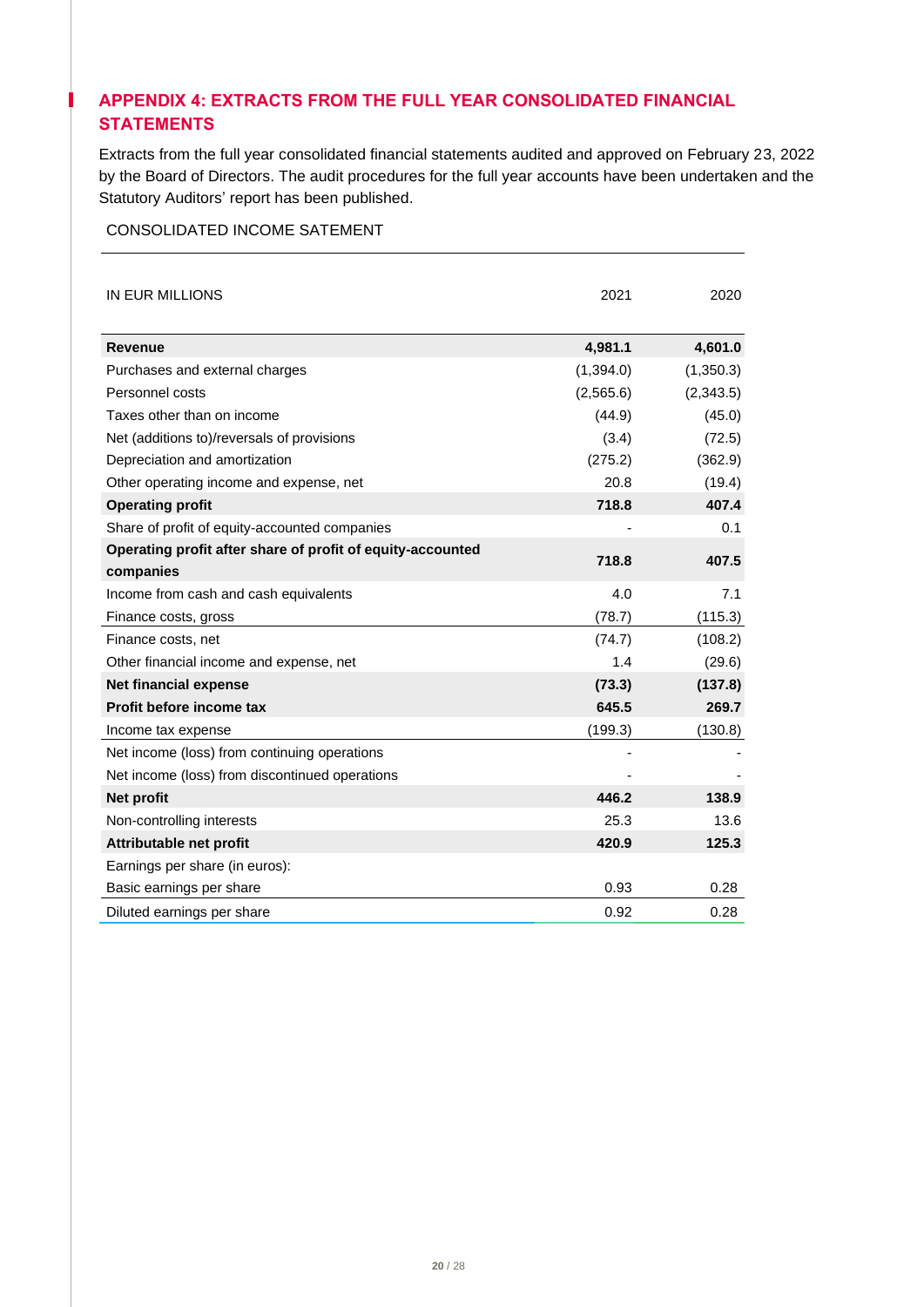## APPENDIX 4: EXTRACTS FROM THE FULL YEAR CONSOLIDATED FINANCIAL STATEMENTS

Extracts from the full year consolidated financial statements audited and approved on February 23, 2022 by the Board of Directors. The audit procedures for the full year accounts have been undertaken and the Statutory Auditors' report has been published.

CONSOLIDATED INCOME SATEMENT

| IN EUR MILLIONS | 2021 | 2020 |
|---|---|---|
| **Revenue** | **4,981.1** | **4,601.0** |
| Purchases and external charges | (1,394.0) | (1,350.3) |
| Personnel costs | (2,565.6) | (2,343.5) |
| Taxes other than on income | (44.9) | (45.0) |
| Net (additions to)/reversals of provisions | (3.4) | (72.5) |
| Depreciation and amortization | (275.2) | (362.9) |
| Other operating income and expense, net | 20.8 | (19.4) |
| **Operating profit** | **718.8** | **407.4** |
| Share of profit of equity-accounted companies | - | 0.1 |
| **Operating profit after share of profit of equity-accounted companies** | **718.8** | **407.5** |
| Income from cash and cash equivalents | 4.0 | 7.1 |
| Finance costs, gross | (78.7) | (115.3) |
| Finance costs, net | (74.7) | (108.2) |
| Other financial income and expense, net | 1.4 | (29.6) |
| **Net financial expense** | **(73.3)** | **(137.8)** |
| **Profit before income tax** | **645.5** | **269.7** |
| Income tax expense | (199.3) | (130.8) |
| Net income (loss) from continuing operations | - | - |
| Net income (loss) from discontinued operations | - | - |
| **Net profit** | **446.2** | **138.9** |
| Non-controlling interests | 25.3 | 13.6 |
| **Attributable net profit** | **420.9** | **125.3** |
| Earnings per share (in euros): | | |
| Basic earnings per share | 0.93 | 0.28 |
| Diluted earnings per share | 0.92 | 0.28 |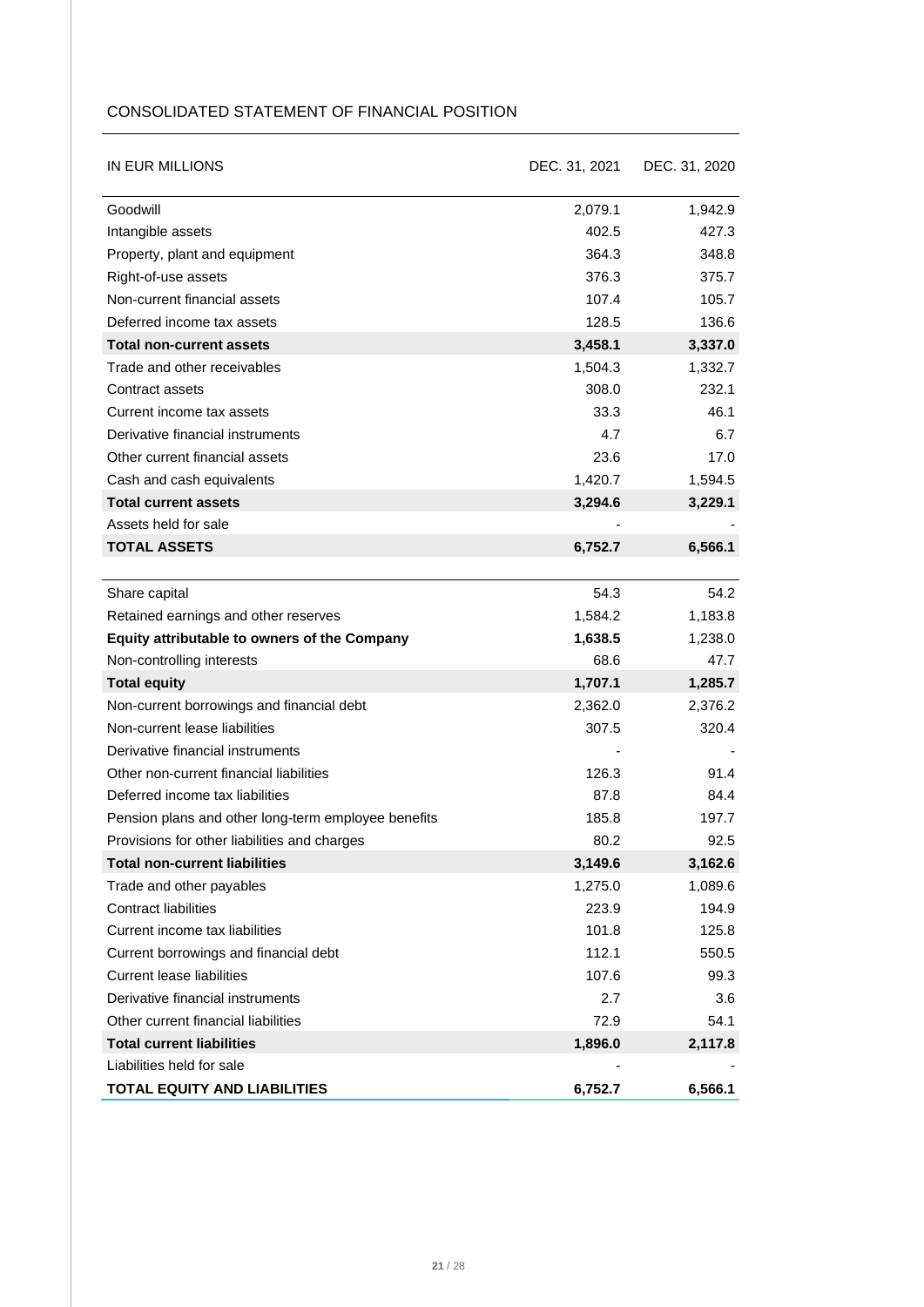## CONSOLIDATED STATEMENT OF FINANCIAL POSITION

| IN EUR MILLIONS | DEC. 31, 2021 | DEC. 31, 2020 |
|---|---|---|
| Goodwill | 2,079.1 | 1,942.9 |
| Intangible assets | 402.5 | 427.3 |
| Property, plant and equipment | 364.3 | 348.8 |
| Right-of-use assets | 376.3 | 375.7 |
| Non-current financial assets | 107.4 | 105.7 |
| Deferred income tax assets | 128.5 | 136.6 |
| **Total non-current assets** | **3,458.1** | **3,337.0** |
| Trade and other receivables | 1,504.3 | 1,332.7 |
| Contract assets | 308.0 | 232.1 |
| Current income tax assets | 33.3 | 46.1 |
| Derivative financial instruments | 4.7 | 6.7 |
| Other current financial assets | 23.6 | 17.0 |
| Cash and cash equivalents | 1,420.7 | 1,594.5 |
| **Total current assets** | **3,294.6** | **3,229.1** |
| Assets held for sale | - | - |
| **TOTAL ASSETS** | **6,752.7** | **6,566.1** |

| | | |
|---|---|---|
| Share capital | 54.3 | 54.2 |
| Retained earnings and other reserves | 1,584.2 | 1,183.8 |
| **Equity attributable to owners of the Company** | **1,638.5** | **1,238.0** |
| Non-controlling interests | 68.6 | 47.7 |
| **Total equity** | **1,707.1** | **1,285.7** |
| Non-current borrowings and financial debt | 2,362.0 | 2,376.2 |
| Non-current lease liabilities | 307.5 | 320.4 |
| Derivative financial instruments | - | - |
| Other non-current financial liabilities | 126.3 | 91.4 |
| Deferred income tax liabilities | 87.8 | 84.4 |
| Pension plans and other long-term employee benefits | 185.8 | 197.7 |
| Provisions for other liabilities and charges | 80.2 | 92.5 |
| **Total non-current liabilities** | **3,149.6** | **3,162.6** |
| Trade and other payables | 1,275.0 | 1,089.6 |
| Contract liabilities | 223.9 | 194.9 |
| Current income tax liabilities | 101.8 | 125.8 |
| Current borrowings and financial debt | 112.1 | 550.5 |
| Current lease liabilities | 107.6 | 99.3 |
| Derivative financial instruments | 2.7 | 3.6 |
| Other current financial liabilities | 72.9 | 54.1 |
| **Total current liabilities** | **1,896.0** | **2,117.8** |
| Liabilities held for sale | - | - |
| **TOTAL EQUITY AND LIABILITIES** | **6,752.7** | **6,566.1** |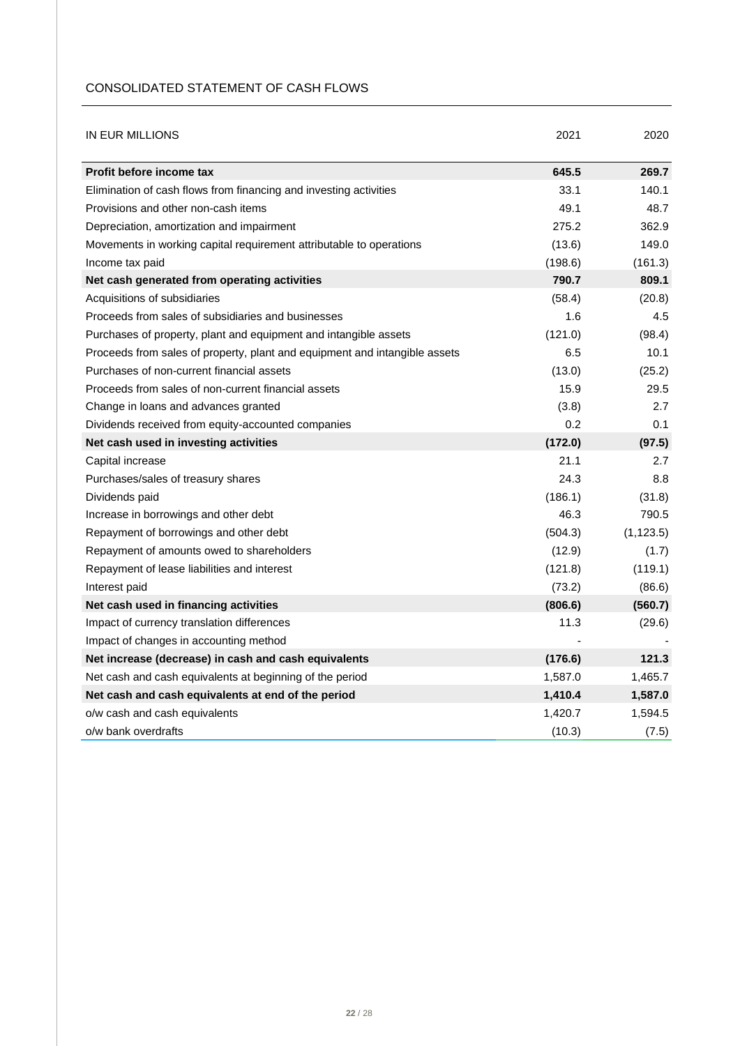## CONSOLIDATED STATEMENT OF CASH FLOWS

| IN EUR MILLIONS | 2021 | 2020 |
|---|---|---|
| **Profit before income tax** | **645.5** | **269.7** |
| Elimination of cash flows from financing and investing activities | 33.1 | 140.1 |
| Provisions and other non-cash items | 49.1 | 48.7 |
| Depreciation, amortization and impairment | 275.2 | 362.9 |
| Movements in working capital requirement attributable to operations | (13.6) | 149.0 |
| Income tax paid | (198.6) | (161.3) |
| **Net cash generated from operating activities** | **790.7** | **809.1** |
| Acquisitions of subsidiaries | (58.4) | (20.8) |
| Proceeds from sales of subsidiaries and businesses | 1.6 | 4.5 |
| Purchases of property, plant and equipment and intangible assets | (121.0) | (98.4) |
| Proceeds from sales of property, plant and equipment and intangible assets | 6.5 | 10.1 |
| Purchases of non-current financial assets | (13.0) | (25.2) |
| Proceeds from sales of non-current financial assets | 15.9 | 29.5 |
| Change in loans and advances granted | (3.8) | 2.7 |
| Dividends received from equity-accounted companies | 0.2 | 0.1 |
| **Net cash used in investing activities** | **(172.0)** | **(97.5)** |
| Capital increase | 21.1 | 2.7 |
| Purchases/sales of treasury shares | 24.3 | 8.8 |
| Dividends paid | (186.1) | (31.8) |
| Increase in borrowings and other debt | 46.3 | 790.5 |
| Repayment of borrowings and other debt | (504.3) | (1,123.5) |
| Repayment of amounts owed to shareholders | (12.9) | (1.7) |
| Repayment of lease liabilities and interest | (121.8) | (119.1) |
| Interest paid | (73.2) | (86.6) |
| **Net cash used in financing activities** | **(806.6)** | **(560.7)** |
| Impact of currency translation differences | 11.3 | (29.6) |
| Impact of changes in accounting method | - | - |
| **Net increase (decrease) in cash and cash equivalents** | **(176.6)** | **121.3** |
| Net cash and cash equivalents at beginning of the period | 1,587.0 | 1,465.7 |
| **Net cash and cash equivalents at end of the period** | **1,410.4** | **1,587.0** |
| o/w cash and cash equivalents | 1,420.7 | 1,594.5 |
| o/w bank overdrafts | (10.3) | (7.5) |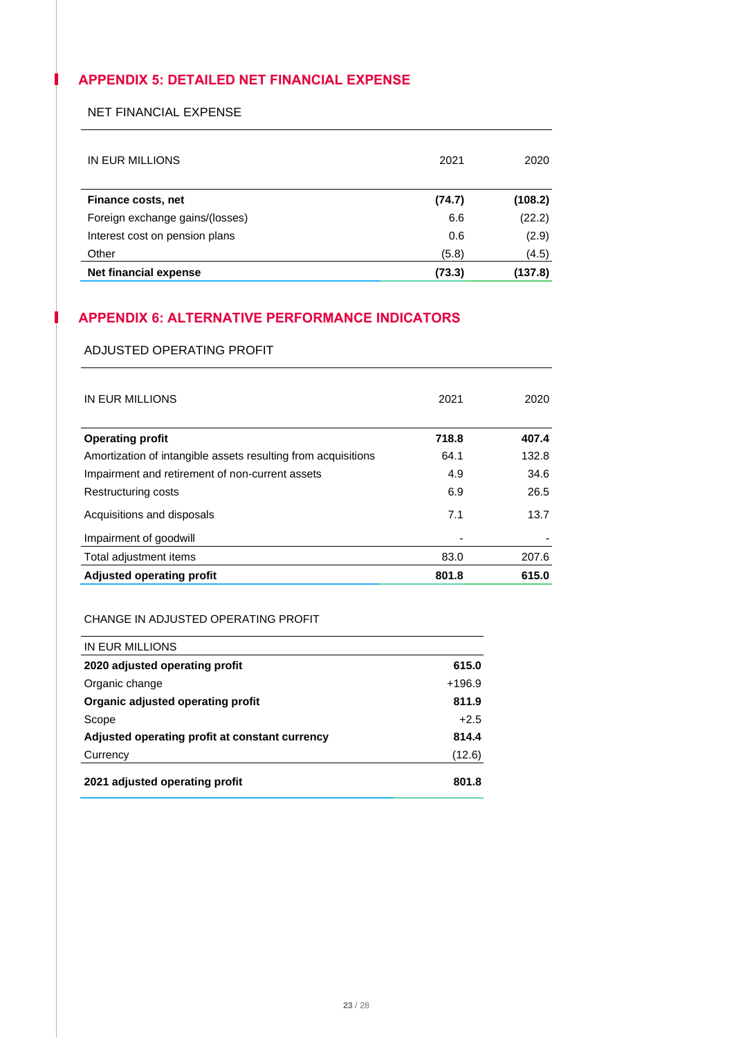## APPENDIX 5: DETAILED NET FINANCIAL EXPENSE

### NET FINANCIAL EXPENSE

| IN EUR MILLIONS | 2021 | 2020 |
|---|---|---|
| **Finance costs, net** | **(74.7)** | **(108.2)** |
| Foreign exchange gains/(losses) | 6.6 | (22.2) |
| Interest cost on pension plans | 0.6 | (2.9) |
| Other | (5.8) | (4.5) |
| **Net financial expense** | **(73.3)** | **(137.8)** |

## APPENDIX 6: ALTERNATIVE PERFORMANCE INDICATORS

### ADJUSTED OPERATING PROFIT

| IN EUR MILLIONS | 2021 | 2020 |
|---|---|---|
| **Operating profit** | **718.8** | **407.4** |
| Amortization of intangible assets resulting from acquisitions | 64.1 | 132.8 |
| Impairment and retirement of non-current assets | 4.9 | 34.6 |
| Restructuring costs | 6.9 | 26.5 |
| Acquisitions and disposals | 7.1 | 13.7 |
| Impairment of goodwill | - | - |
| Total adjustment items | 83.0 | 207.6 |
| **Adjusted operating profit** | **801.8** | **615.0** |

### CHANGE IN ADJUSTED OPERATING PROFIT

| IN EUR MILLIONS | |
|---|---|
| **2020 adjusted operating profit** | **615.0** |
| Organic change | +196.9 |
| **Organic adjusted operating profit** | **811.9** |
| Scope | +2.5 |
| **Adjusted operating profit at constant currency** | **814.4** |
| Currency | (12.6) |
| **2021 adjusted operating profit** | **801.8** |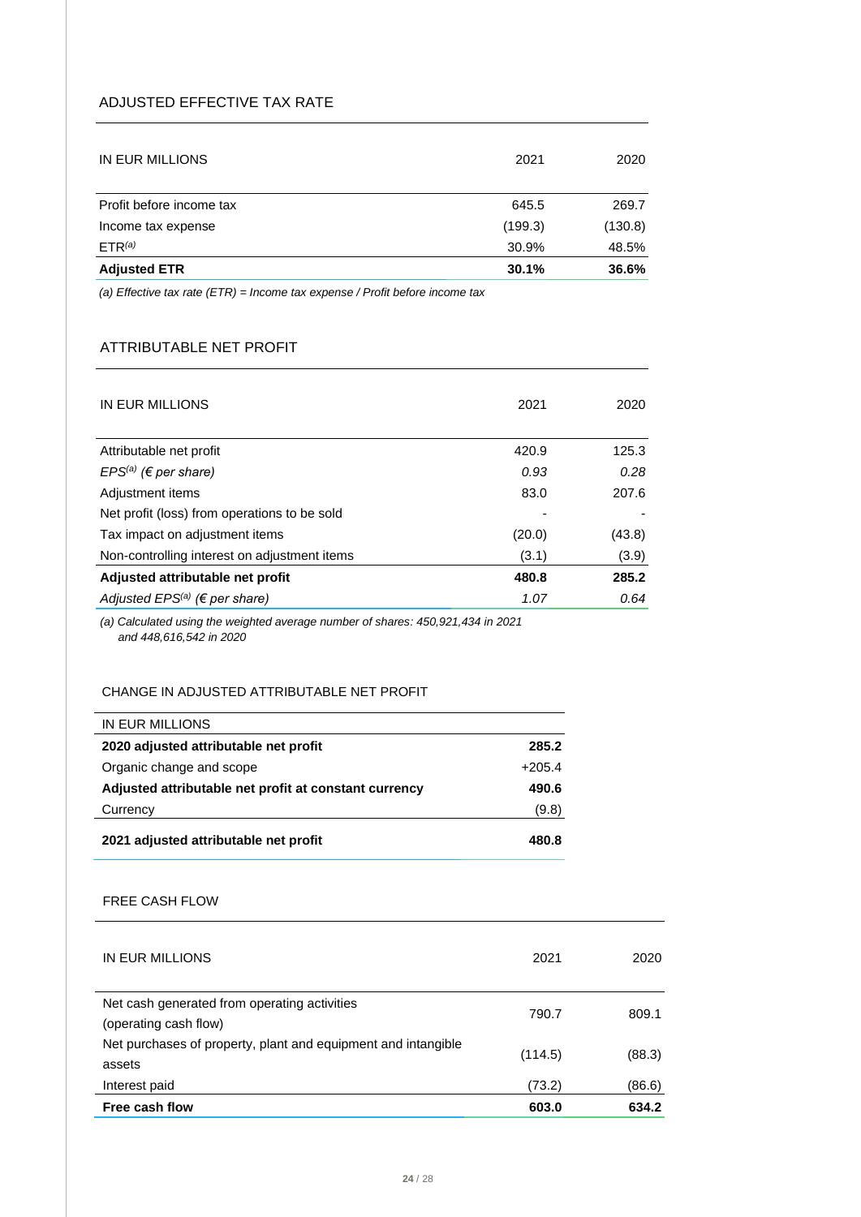## ADJUSTED EFFECTIVE TAX RATE

| IN EUR MILLIONS | 2021 | 2020 |
|---|---|---|
| Profit before income tax | 645.5 | 269.7 |
| Income tax expense | (199.3) | (130.8) |
| ETR[(a)] | 30.9% | 48.5% |
| **Adjusted ETR** | **30.1%** | **36.6%** |

*(a) Effective tax rate (ETR) = Income tax expense / Profit before income tax*

## ATTRIBUTABLE NET PROFIT

| IN EUR MILLIONS | 2021 | 2020 |
|---|---|---|
| Attributable net profit | 420.9 | 125.3 |
| *EPS[(a)] (€ per share)* | *0.93* | *0.28* |
| Adjustment items | 83.0 | 207.6 |
| Net profit (loss) from operations to be sold | - | - |
| Tax impact on adjustment items | (20.0) | (43.8) |
| Non-controlling interest on adjustment items | (3.1) | (3.9) |
| **Adjusted attributable net profit** | **480.8** | **285.2** |
| *Adjusted EPS[(a)] (€ per share)* | *1.07* | *0.64* |

*(a) Calculated using the weighted average number of shares: 450,921,434 in 2021 and 448,616,542 in 2020*

## CHANGE IN ADJUSTED ATTRIBUTABLE NET PROFIT

| IN EUR MILLIONS | |
|---|---|
| **2020 adjusted attributable net profit** | **285.2** |
| Organic change and scope | +205.4 |
| **Adjusted attributable net profit at constant currency** | **490.6** |
| Currency | (9.8) |
| **2021 adjusted attributable net profit** | **480.8** |

## FREE CASH FLOW

| IN EUR MILLIONS | 2021 | 2020 |
|---|---|---|
| Net cash generated from operating activities (operating cash flow) | 790.7 | 809.1 |
| Net purchases of property, plant and equipment and intangible assets | (114.5) | (88.3) |
| Interest paid | (73.2) | (86.6) |
| **Free cash flow** | **603.0** | **634.2** |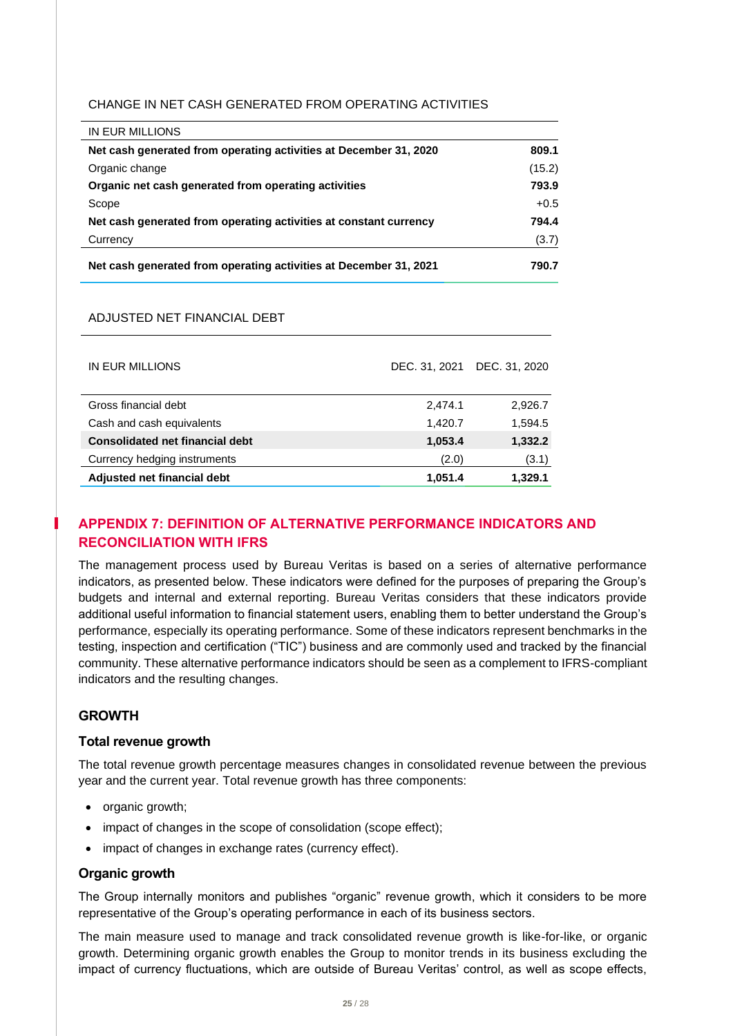CHANGE IN NET CASH GENERATED FROM OPERATING ACTIVITIES

| IN EUR MILLIONS | |
|---|---|
| **Net cash generated from operating activities at December 31, 2020** | **809.1** |
| Organic change | (15.2) |
| **Organic net cash generated from operating activities** | **793.9** |
| Scope | +0.5 |
| **Net cash generated from operating activities at constant currency** | **794.4** |
| Currency | (3.7) |
| **Net cash generated from operating activities at December 31, 2021** | **790.7** |

ADJUSTED NET FINANCIAL DEBT

| IN EUR MILLIONS | DEC. 31, 2021 | DEC. 31, 2020 |
|---|---|---|
| Gross financial debt | 2,474.1 | 2,926.7 |
| Cash and cash equivalents | 1,420.7 | 1,594.5 |
| **Consolidated net financial debt** | **1,053.4** | **1,332.2** |
| Currency hedging instruments | (2.0) | (3.1) |
| **Adjusted net financial debt** | **1,051.4** | **1,329.1** |

## APPENDIX 7: DEFINITION OF ALTERNATIVE PERFORMANCE INDICATORS AND RECONCILIATION WITH IFRS

The management process used by Bureau Veritas is based on a series of alternative performance indicators, as presented below. These indicators were defined for the purposes of preparing the Group's budgets and internal and external reporting. Bureau Veritas considers that these indicators provide additional useful information to financial statement users, enabling them to better understand the Group's performance, especially its operating performance. Some of these indicators represent benchmarks in the testing, inspection and certification ("TIC") business and are commonly used and tracked by the financial community. These alternative performance indicators should be seen as a complement to IFRS-compliant indicators and the resulting changes.

### GROWTH

#### Total revenue growth

The total revenue growth percentage measures changes in consolidated revenue between the previous year and the current year. Total revenue growth has three components:

- organic growth;
- impact of changes in the scope of consolidation (scope effect);
- impact of changes in exchange rates (currency effect).

#### Organic growth

The Group internally monitors and publishes "organic" revenue growth, which it considers to be more representative of the Group's operating performance in each of its business sectors.

The main measure used to manage and track consolidated revenue growth is like-for-like, or organic growth. Determining organic growth enables the Group to monitor trends in its business excluding the impact of currency fluctuations, which are outside of Bureau Veritas' control, as well as scope effects,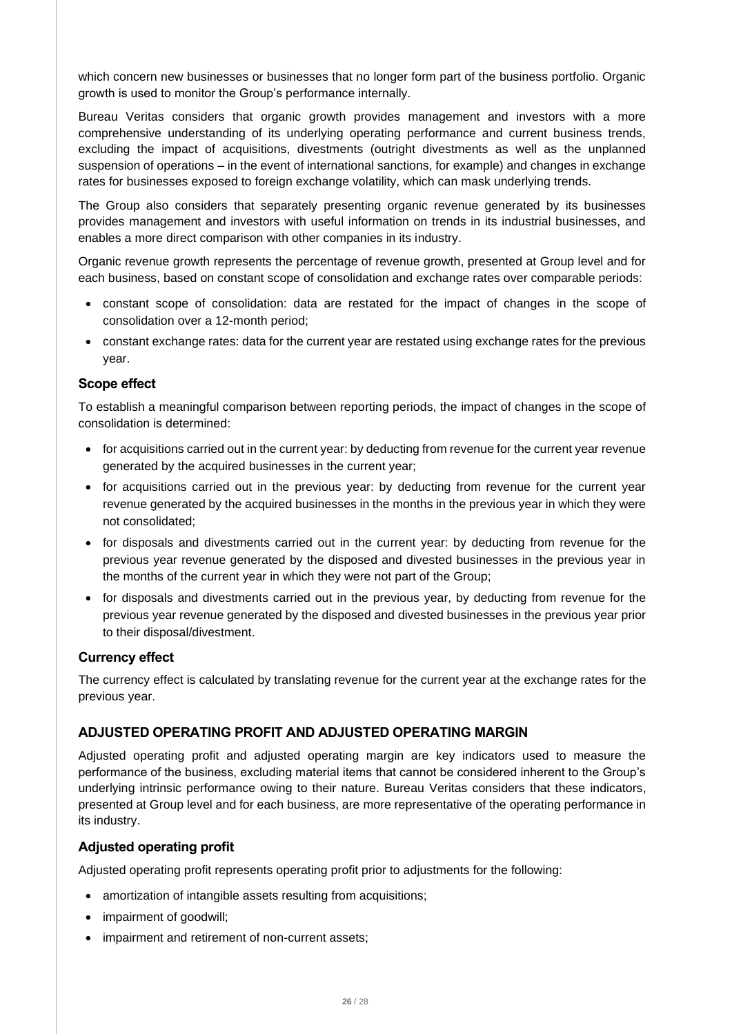which concern new businesses or businesses that no longer form part of the business portfolio. Organic growth is used to monitor the Group's performance internally.

Bureau Veritas considers that organic growth provides management and investors with a more comprehensive understanding of its underlying operating performance and current business trends, excluding the impact of acquisitions, divestments (outright divestments as well as the unplanned suspension of operations – in the event of international sanctions, for example) and changes in exchange rates for businesses exposed to foreign exchange volatility, which can mask underlying trends.

The Group also considers that separately presenting organic revenue generated by its businesses provides management and investors with useful information on trends in its industrial businesses, and enables a more direct comparison with other companies in its industry.

Organic revenue growth represents the percentage of revenue growth, presented at Group level and for each business, based on constant scope of consolidation and exchange rates over comparable periods:

- constant scope of consolidation: data are restated for the impact of changes in the scope of consolidation over a 12-month period;
- constant exchange rates: data for the current year are restated using exchange rates for the previous year.

### Scope effect

To establish a meaningful comparison between reporting periods, the impact of changes in the scope of consolidation is determined:

- for acquisitions carried out in the current year: by deducting from revenue for the current year revenue generated by the acquired businesses in the current year;
- for acquisitions carried out in the previous year: by deducting from revenue for the current year revenue generated by the acquired businesses in the months in the previous year in which they were not consolidated;
- for disposals and divestments carried out in the current year: by deducting from revenue for the previous year revenue generated by the disposed and divested businesses in the previous year in the months of the current year in which they were not part of the Group;
- for disposals and divestments carried out in the previous year, by deducting from revenue for the previous year revenue generated by the disposed and divested businesses in the previous year prior to their disposal/divestment.

### Currency effect

The currency effect is calculated by translating revenue for the current year at the exchange rates for the previous year.

## ADJUSTED OPERATING PROFIT AND ADJUSTED OPERATING MARGIN

Adjusted operating profit and adjusted operating margin are key indicators used to measure the performance of the business, excluding material items that cannot be considered inherent to the Group's underlying intrinsic performance owing to their nature. Bureau Veritas considers that these indicators, presented at Group level and for each business, are more representative of the operating performance in its industry.

### Adjusted operating profit

Adjusted operating profit represents operating profit prior to adjustments for the following:

- amortization of intangible assets resulting from acquisitions;
- impairment of goodwill;
- impairment and retirement of non-current assets;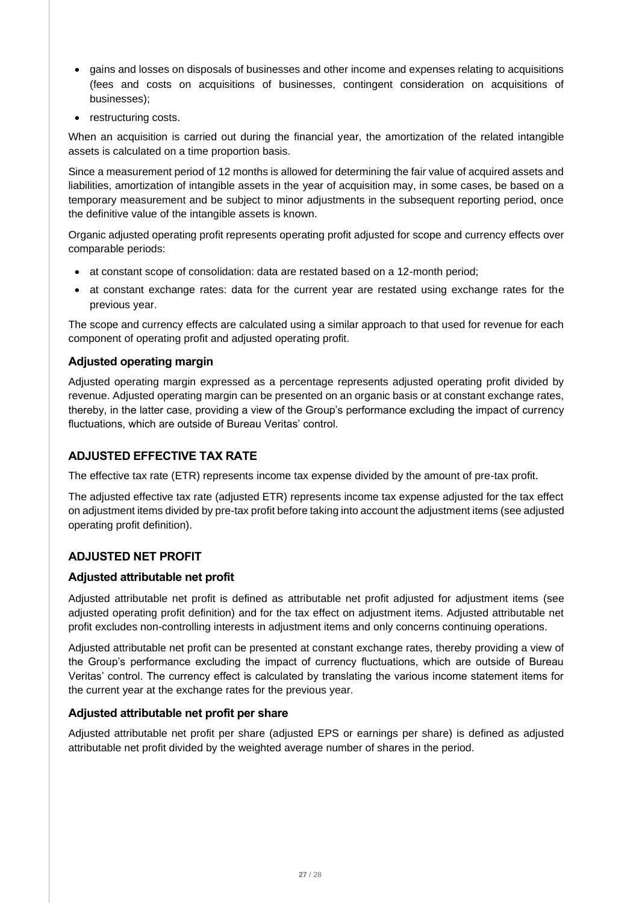- gains and losses on disposals of businesses and other income and expenses relating to acquisitions (fees and costs on acquisitions of businesses, contingent consideration on acquisitions of businesses);
- restructuring costs.

When an acquisition is carried out during the financial year, the amortization of the related intangible assets is calculated on a time proportion basis.

Since a measurement period of 12 months is allowed for determining the fair value of acquired assets and liabilities, amortization of intangible assets in the year of acquisition may, in some cases, be based on a temporary measurement and be subject to minor adjustments in the subsequent reporting period, once the definitive value of the intangible assets is known.

Organic adjusted operating profit represents operating profit adjusted for scope and currency effects over comparable periods:

- at constant scope of consolidation: data are restated based on a 12-month period;
- at constant exchange rates: data for the current year are restated using exchange rates for the previous year.

The scope and currency effects are calculated using a similar approach to that used for revenue for each component of operating profit and adjusted operating profit.

### Adjusted operating margin

Adjusted operating margin expressed as a percentage represents adjusted operating profit divided by revenue. Adjusted operating margin can be presented on an organic basis or at constant exchange rates, thereby, in the latter case, providing a view of the Group's performance excluding the impact of currency fluctuations, which are outside of Bureau Veritas' control.

## ADJUSTED EFFECTIVE TAX RATE

The effective tax rate (ETR) represents income tax expense divided by the amount of pre-tax profit.

The adjusted effective tax rate (adjusted ETR) represents income tax expense adjusted for the tax effect on adjustment items divided by pre-tax profit before taking into account the adjustment items (see adjusted operating profit definition).

## ADJUSTED NET PROFIT

### Adjusted attributable net profit

Adjusted attributable net profit is defined as attributable net profit adjusted for adjustment items (see adjusted operating profit definition) and for the tax effect on adjustment items. Adjusted attributable net profit excludes non-controlling interests in adjustment items and only concerns continuing operations.

Adjusted attributable net profit can be presented at constant exchange rates, thereby providing a view of the Group's performance excluding the impact of currency fluctuations, which are outside of Bureau Veritas' control. The currency effect is calculated by translating the various income statement items for the current year at the exchange rates for the previous year.

### Adjusted attributable net profit per share

Adjusted attributable net profit per share (adjusted EPS or earnings per share) is defined as adjusted attributable net profit divided by the weighted average number of shares in the period.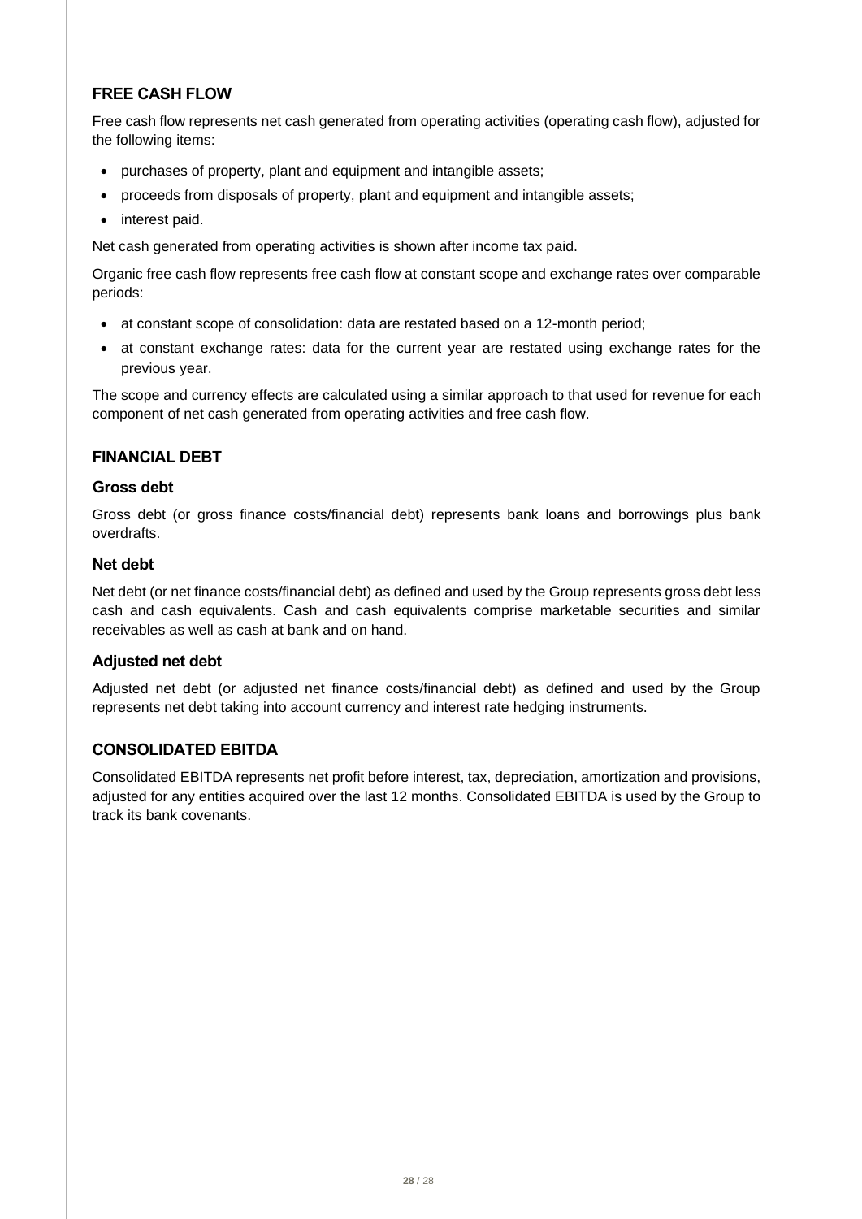## FREE CASH FLOW

Free cash flow represents net cash generated from operating activities (operating cash flow), adjusted for the following items:

- purchases of property, plant and equipment and intangible assets;
- proceeds from disposals of property, plant and equipment and intangible assets;
- interest paid.

Net cash generated from operating activities is shown after income tax paid.

Organic free cash flow represents free cash flow at constant scope and exchange rates over comparable periods:

- at constant scope of consolidation: data are restated based on a 12-month period;
- at constant exchange rates: data for the current year are restated using exchange rates for the previous year.

The scope and currency effects are calculated using a similar approach to that used for revenue for each component of net cash generated from operating activities and free cash flow.

## FINANCIAL DEBT

### Gross debt

Gross debt (or gross finance costs/financial debt) represents bank loans and borrowings plus bank overdrafts.

### Net debt

Net debt (or net finance costs/financial debt) as defined and used by the Group represents gross debt less cash and cash equivalents. Cash and cash equivalents comprise marketable securities and similar receivables as well as cash at bank and on hand.

### Adjusted net debt

Adjusted net debt (or adjusted net finance costs/financial debt) as defined and used by the Group represents net debt taking into account currency and interest rate hedging instruments.

## CONSOLIDATED EBITDA

Consolidated EBITDA represents net profit before interest, tax, depreciation, amortization and provisions, adjusted for any entities acquired over the last 12 months. Consolidated EBITDA is used by the Group to track its bank covenants.